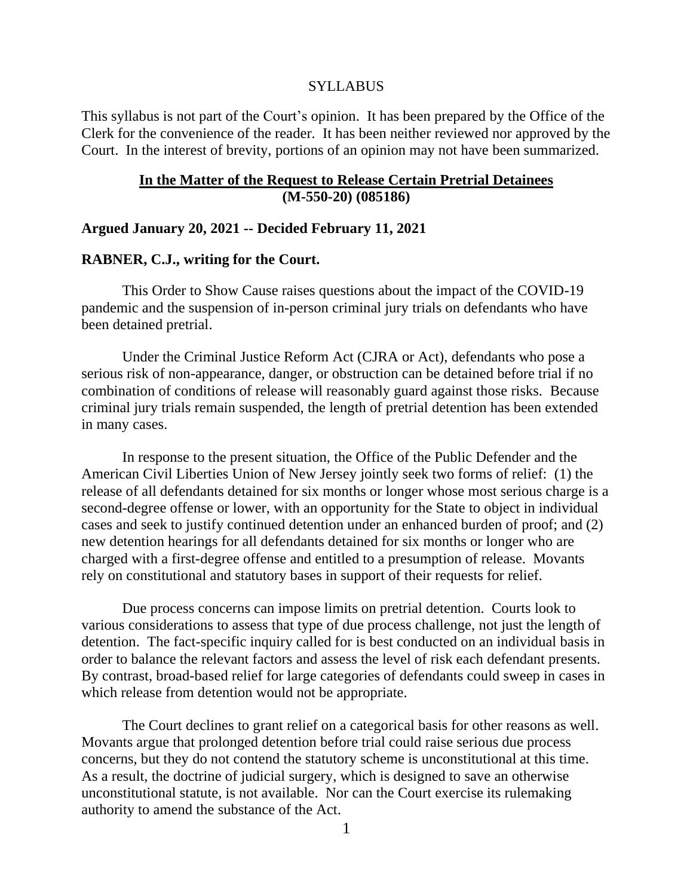SYLLABUS

This syllabus is not part of the Court's opinion. It has been prepared by the Office of the Clerk for the convenience of the reader. It has been neither reviewed nor approved by the Court. In the interest of brevity, portions of an opinion may not have been summarized.

**In the Matter of the Request to Release Certain Pretrial Detainees (M-550-20) (085186)**

**Argued January 20, 2021 -- Decided February 11, 2021**

**RABNER, C.J., writing for the Court.**

This Order to Show Cause raises questions about the impact of the COVID-19 pandemic and the suspension of in-person criminal jury trials on defendants who have been detained pretrial.

Under the Criminal Justice Reform Act (CJRA or Act), defendants who pose a serious risk of non-appearance, danger, or obstruction can be detained before trial if no combination of conditions of release will reasonably guard against those risks. Because criminal jury trials remain suspended, the length of pretrial detention has been extended in many cases.

In response to the present situation, the Office of the Public Defender and the American Civil Liberties Union of New Jersey jointly seek two forms of relief: (1) the release of all defendants detained for six months or longer whose most serious charge is a second-degree offense or lower, with an opportunity for the State to object in individual cases and seek to justify continued detention under an enhanced burden of proof; and (2) new detention hearings for all defendants detained for six months or longer who are charged with a first-degree offense and entitled to a presumption of release. Movants rely on constitutional and statutory bases in support of their requests for relief.

Due process concerns can impose limits on pretrial detention. Courts look to various considerations to assess that type of due process challenge, not just the length of detention. The fact-specific inquiry called for is best conducted on an individual basis in order to balance the relevant factors and assess the level of risk each defendant presents. By contrast, broad-based relief for large categories of defendants could sweep in cases in which release from detention would not be appropriate.

The Court declines to grant relief on a categorical basis for other reasons as well. Movants argue that prolonged detention before trial could raise serious due process concerns, but they do not contend the statutory scheme is unconstitutional at this time. As a result, the doctrine of judicial surgery, which is designed to save an otherwise unconstitutional statute, is not available. Nor can the Court exercise its rulemaking authority to amend the substance of the Act.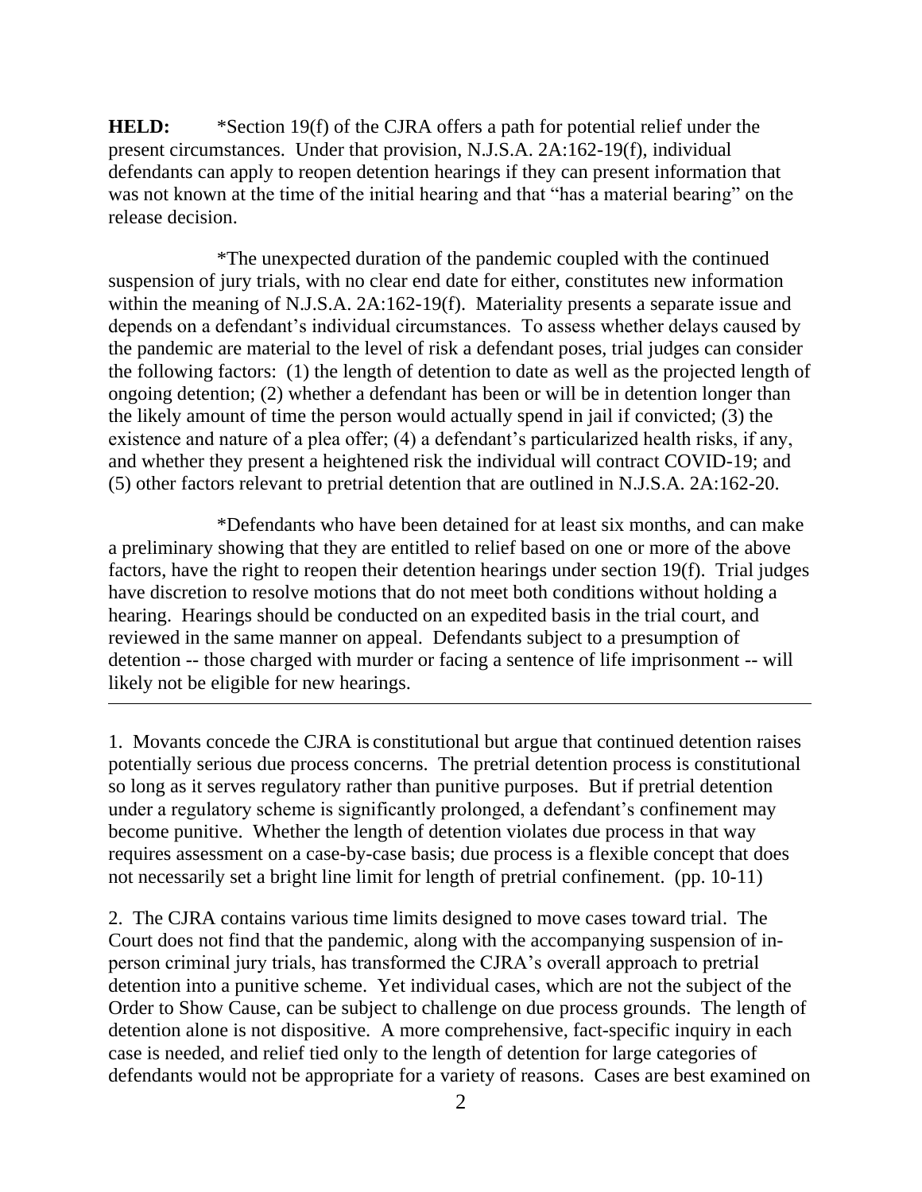**HELD:** *Section 19(f) of the CJRA offers a path for potential relief under the present circumstances. Under that provision, N.J.S.A. 2A:162-19(f), individual defendants can apply to reopen detention hearings if they can present information that was not known at the time of the initial hearing and that "has a material bearing" on the release decision.

*The unexpected duration of the pandemic coupled with the continued suspension of jury trials, with no clear end date for either, constitutes new information within the meaning of N.J.S.A. 2A:162-19(f). Materiality presents a separate issue and depends on a defendant's individual circumstances. To assess whether delays caused by the pandemic are material to the level of risk a defendant poses, trial judges can consider the following factors: (1) the length of detention to date as well as the projected length of ongoing detention; (2) whether a defendant has been or will be in detention longer than the likely amount of time the person would actually spend in jail if convicted; (3) the existence and nature of a plea offer; (4) a defendant's particularized health risks, if any, and whether they present a heightened risk the individual will contract COVID-19; and (5) other factors relevant to pretrial detention that are outlined in N.J.S.A. 2A:162-20.

*Defendants who have been detained for at least six months, and can make a preliminary showing that they are entitled to relief based on one or more of the above factors, have the right to reopen their detention hearings under section 19(f). Trial judges have discretion to resolve motions that do not meet both conditions without holding a hearing. Hearings should be conducted on an expedited basis in the trial court, and reviewed in the same manner on appeal. Defendants subject to a presumption of detention -- those charged with murder or facing a sentence of life imprisonment -- will likely not be eligible for new hearings.

---

1. Movants concede the CJRA is constitutional but argue that continued detention raises potentially serious due process concerns. The pretrial detention process is constitutional so long as it serves regulatory rather than punitive purposes. But if pretrial detention under a regulatory scheme is significantly prolonged, a defendant's confinement may become punitive. Whether the length of detention violates due process in that way requires assessment on a case-by-case basis; due process is a flexible concept that does not necessarily set a bright line limit for length of pretrial confinement. (pp. 10-11)

2. The CJRA contains various time limits designed to move cases toward trial. The Court does not find that the pandemic, along with the accompanying suspension of in-person criminal jury trials, has transformed the CJRA's overall approach to pretrial detention into a punitive scheme. Yet individual cases, which are not the subject of the Order to Show Cause, can be subject to challenge on due process grounds. The length of detention alone is not dispositive. A more comprehensive, fact-specific inquiry in each case is needed, and relief tied only to the length of detention for large categories of defendants would not be appropriate for a variety of reasons. Cases are best examined on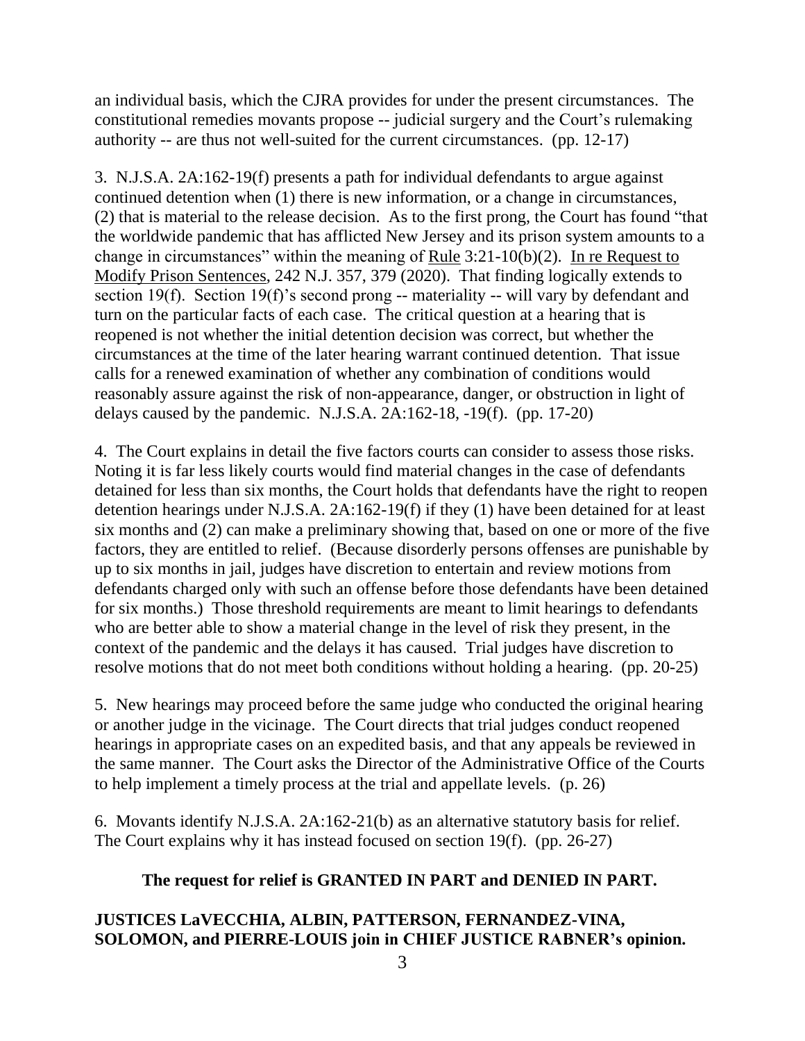an individual basis, which the CJRA provides for under the present circumstances. The constitutional remedies movants propose -- judicial surgery and the Court's rulemaking authority -- are thus not well-suited for the current circumstances. (pp. 12-17)

3. N.J.S.A. 2A:162-19(f) presents a path for individual defendants to argue against continued detention when (1) there is new information, or a change in circumstances, (2) that is material to the release decision. As to the first prong, the Court has found "that the worldwide pandemic that has afflicted New Jersey and its prison system amounts to a change in circumstances" within the meaning of Rule 3:21-10(b)(2). In re Request to Modify Prison Sentences, 242 N.J. 357, 379 (2020). That finding logically extends to section 19(f). Section 19(f)'s second prong -- materiality -- will vary by defendant and turn on the particular facts of each case. The critical question at a hearing that is reopened is not whether the initial detention decision was correct, but whether the circumstances at the time of the later hearing warrant continued detention. That issue calls for a renewed examination of whether any combination of conditions would reasonably assure against the risk of non-appearance, danger, or obstruction in light of delays caused by the pandemic. N.J.S.A. 2A:162-18, -19(f). (pp. 17-20)

4. The Court explains in detail the five factors courts can consider to assess those risks. Noting it is far less likely courts would find material changes in the case of defendants detained for less than six months, the Court holds that defendants have the right to reopen detention hearings under N.J.S.A. 2A:162-19(f) if they (1) have been detained for at least six months and (2) can make a preliminary showing that, based on one or more of the five factors, they are entitled to relief. (Because disorderly persons offenses are punishable by up to six months in jail, judges have discretion to entertain and review motions from defendants charged only with such an offense before those defendants have been detained for six months.) Those threshold requirements are meant to limit hearings to defendants who are better able to show a material change in the level of risk they present, in the context of the pandemic and the delays it has caused. Trial judges have discretion to resolve motions that do not meet both conditions without holding a hearing. (pp. 20-25)

5. New hearings may proceed before the same judge who conducted the original hearing or another judge in the vicinage. The Court directs that trial judges conduct reopened hearings in appropriate cases on an expedited basis, and that any appeals be reviewed in the same manner. The Court asks the Director of the Administrative Office of the Courts to help implement a timely process at the trial and appellate levels. (p. 26)

6. Movants identify N.J.S.A. 2A:162-21(b) as an alternative statutory basis for relief. The Court explains why it has instead focused on section 19(f). (pp. 26-27)

**The request for relief is GRANTED IN PART and DENIED IN PART.**

**JUSTICES LaVECCHIA, ALBIN, PATTERSON, FERNANDEZ-VINA, SOLOMON, and PIERRE-LOUIS join in CHIEF JUSTICE RABNER's opinion.**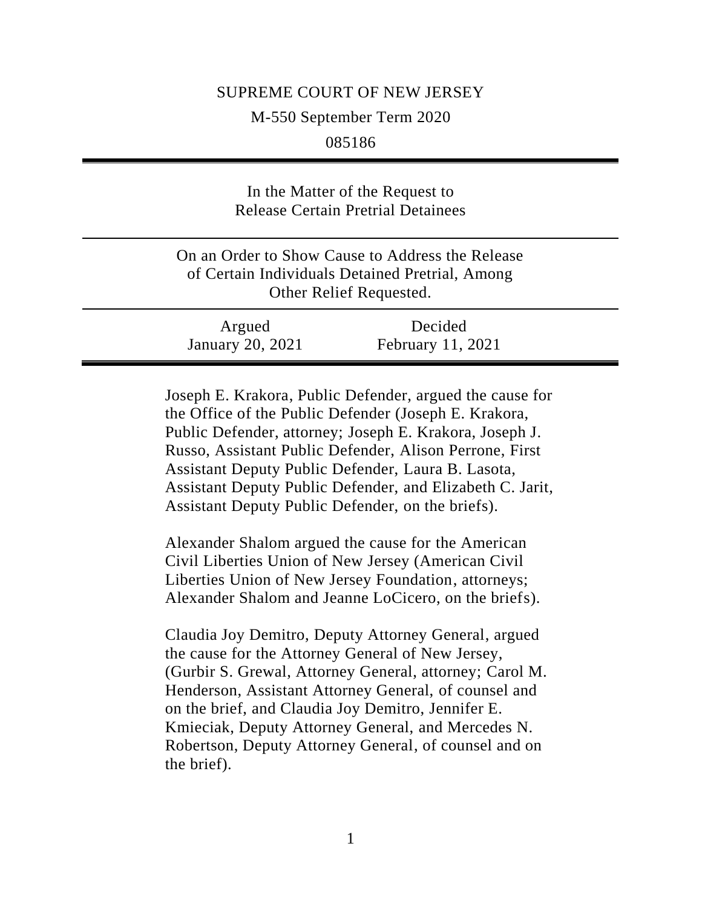SUPREME COURT OF NEW JERSEY

M-550 September Term 2020

085186

---

In the Matter of the Request to
Release Certain Pretrial Detainees

---

On an Order to Show Cause to Address the Release
of Certain Individuals Detained Pretrial, Among
Other Relief Requested.

---

| Argued | Decided |
|---|---|
| January 20, 2021 | February 11, 2021 |

---

Joseph E. Krakora, Public Defender, argued the cause for the Office of the Public Defender (Joseph E. Krakora, Public Defender, attorney; Joseph E. Krakora, Joseph J. Russo, Assistant Public Defender, Alison Perrone, First Assistant Deputy Public Defender, Laura B. Lasota, Assistant Deputy Public Defender, and Elizabeth C. Jarit, Assistant Deputy Public Defender, on the briefs).

Alexander Shalom argued the cause for the American Civil Liberties Union of New Jersey (American Civil Liberties Union of New Jersey Foundation, attorneys; Alexander Shalom and Jeanne LoCicero, on the briefs).

Claudia Joy Demitro, Deputy Attorney General, argued the cause for the Attorney General of New Jersey, (Gurbir S. Grewal, Attorney General, attorney; Carol M. Henderson, Assistant Attorney General, of counsel and on the brief, and Claudia Joy Demitro, Jennifer E. Kmieciak, Deputy Attorney General, and Mercedes N. Robertson, Deputy Attorney General, of counsel and on the brief).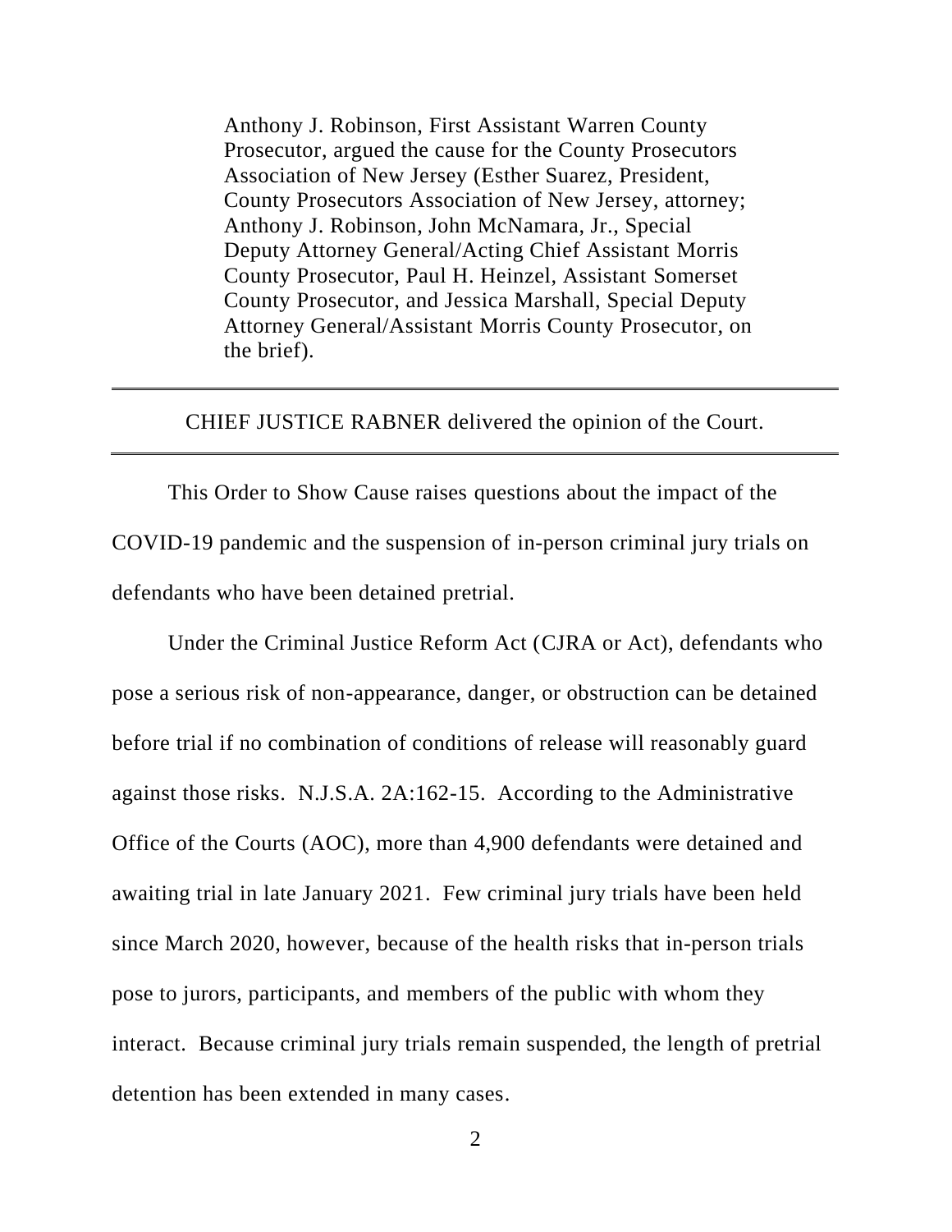Anthony J. Robinson, First Assistant Warren County Prosecutor, argued the cause for the County Prosecutors Association of New Jersey (Esther Suarez, President, County Prosecutors Association of New Jersey, attorney; Anthony J. Robinson, John McNamara, Jr., Special Deputy Attorney General/Acting Chief Assistant Morris County Prosecutor, Paul H. Heinzel, Assistant Somerset County Prosecutor, and Jessica Marshall, Special Deputy Attorney General/Assistant Morris County Prosecutor, on the brief).

---

CHIEF JUSTICE RABNER delivered the opinion of the Court.

---

This Order to Show Cause raises questions about the impact of the COVID-19 pandemic and the suspension of in-person criminal jury trials on defendants who have been detained pretrial.

Under the Criminal Justice Reform Act (CJRA or Act), defendants who pose a serious risk of non-appearance, danger, or obstruction can be detained before trial if no combination of conditions of release will reasonably guard against those risks. N.J.S.A. 2A:162-15. According to the Administrative Office of the Courts (AOC), more than 4,900 defendants were detained and awaiting trial in late January 2021. Few criminal jury trials have been held since March 2020, however, because of the health risks that in-person trials pose to jurors, participants, and members of the public with whom they interact. Because criminal jury trials remain suspended, the length of pretrial detention has been extended in many cases.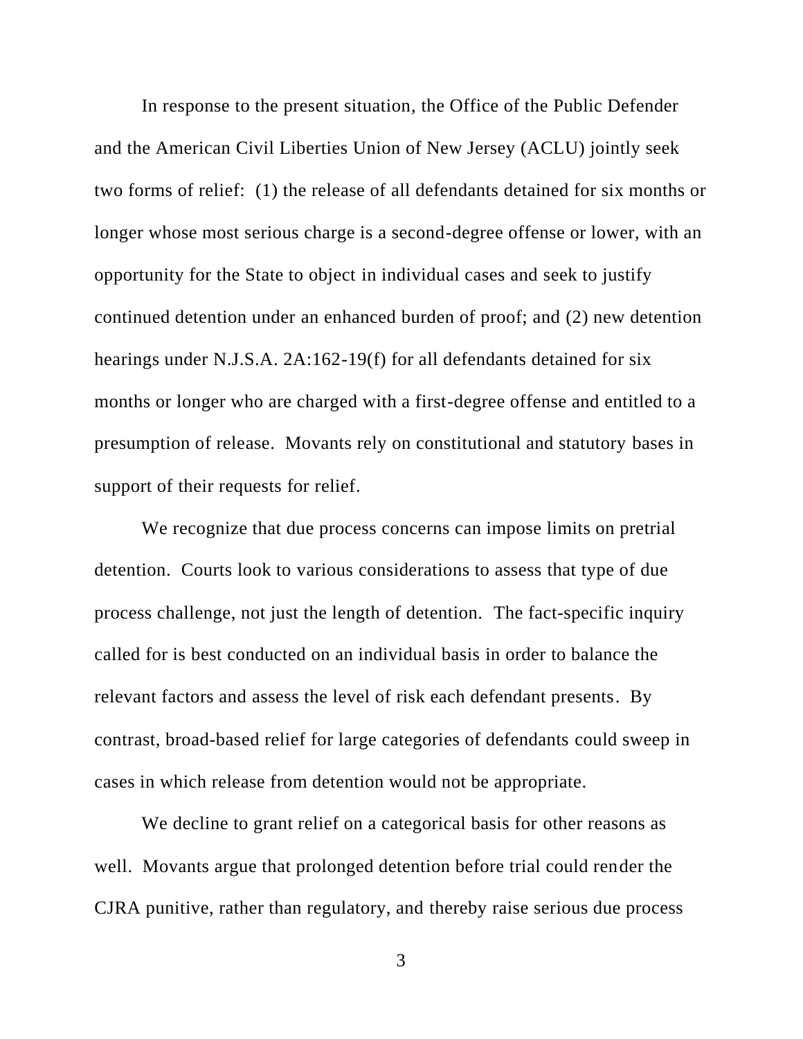In response to the present situation, the Office of the Public Defender and the American Civil Liberties Union of New Jersey (ACLU) jointly seek two forms of relief: (1) the release of all defendants detained for six months or longer whose most serious charge is a second-degree offense or lower, with an opportunity for the State to object in individual cases and seek to justify continued detention under an enhanced burden of proof; and (2) new detention hearings under N.J.S.A. 2A:162-19(f) for all defendants detained for six months or longer who are charged with a first-degree offense and entitled to a presumption of release. Movants rely on constitutional and statutory bases in support of their requests for relief.

We recognize that due process concerns can impose limits on pretrial detention. Courts look to various considerations to assess that type of due process challenge, not just the length of detention. The fact-specific inquiry called for is best conducted on an individual basis in order to balance the relevant factors and assess the level of risk each defendant presents. By contrast, broad-based relief for large categories of defendants could sweep in cases in which release from detention would not be appropriate.

We decline to grant relief on a categorical basis for other reasons as well. Movants argue that prolonged detention before trial could render the CJRA punitive, rather than regulatory, and thereby raise serious due process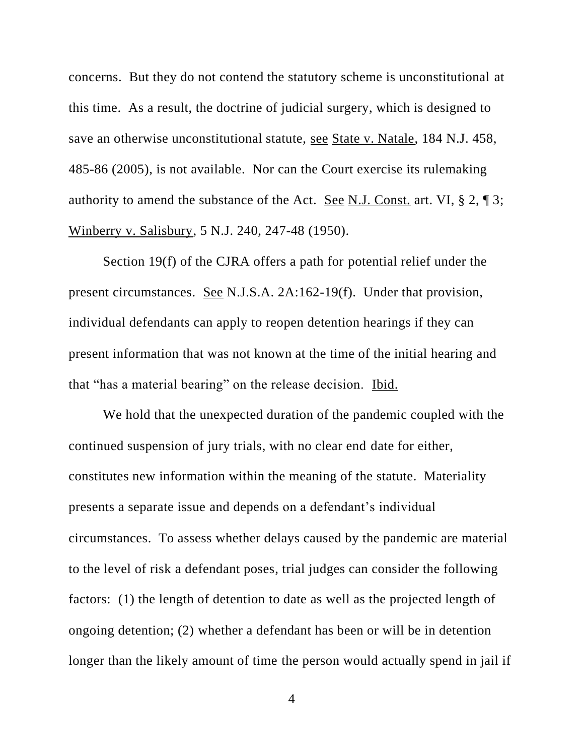concerns. But they do not contend the statutory scheme is unconstitutional at this time. As a result, the doctrine of judicial surgery, which is designed to save an otherwise unconstitutional statute, see State v. Natale, 184 N.J. 458, 485-86 (2005), is not available. Nor can the Court exercise its rulemaking authority to amend the substance of the Act. See N.J. Const. art. VI, § 2, ¶ 3; Winberry v. Salisbury, 5 N.J. 240, 247-48 (1950).

Section 19(f) of the CJRA offers a path for potential relief under the present circumstances. See N.J.S.A. 2A:162-19(f). Under that provision, individual defendants can apply to reopen detention hearings if they can present information that was not known at the time of the initial hearing and that "has a material bearing" on the release decision. Ibid.

We hold that the unexpected duration of the pandemic coupled with the continued suspension of jury trials, with no clear end date for either, constitutes new information within the meaning of the statute. Materiality presents a separate issue and depends on a defendant's individual circumstances. To assess whether delays caused by the pandemic are material to the level of risk a defendant poses, trial judges can consider the following factors: (1) the length of detention to date as well as the projected length of ongoing detention; (2) whether a defendant has been or will be in detention longer than the likely amount of time the person would actually spend in jail if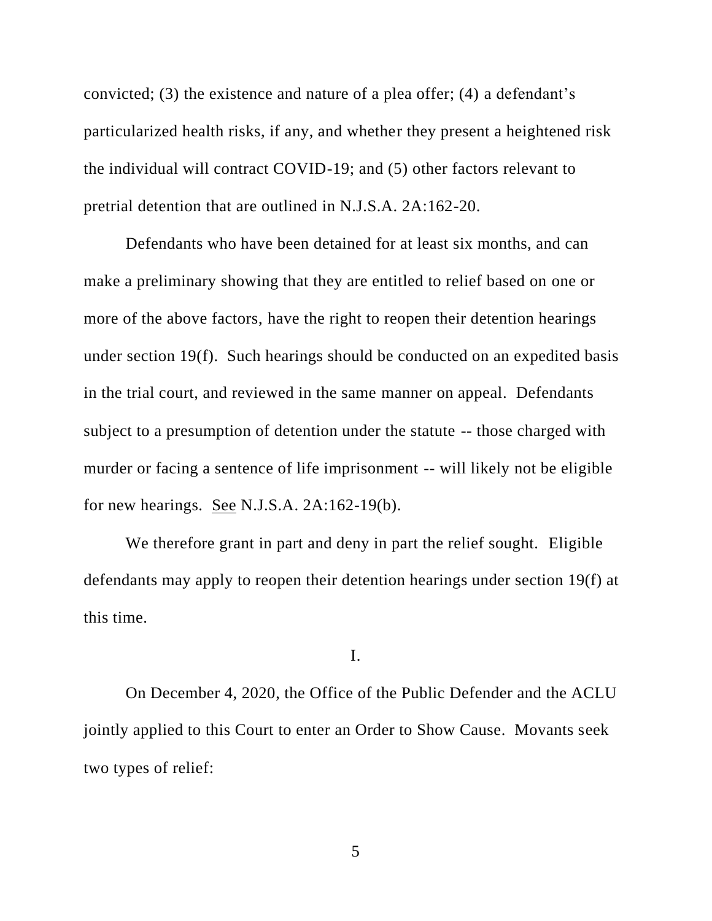convicted; (3) the existence and nature of a plea offer; (4) a defendant's particularized health risks, if any, and whether they present a heightened risk the individual will contract COVID-19; and (5) other factors relevant to pretrial detention that are outlined in N.J.S.A. 2A:162-20.

Defendants who have been detained for at least six months, and can make a preliminary showing that they are entitled to relief based on one or more of the above factors, have the right to reopen their detention hearings under section 19(f). Such hearings should be conducted on an expedited basis in the trial court, and reviewed in the same manner on appeal. Defendants subject to a presumption of detention under the statute -- those charged with murder or facing a sentence of life imprisonment -- will likely not be eligible for new hearings. See N.J.S.A. 2A:162-19(b).

We therefore grant in part and deny in part the relief sought. Eligible defendants may apply to reopen their detention hearings under section 19(f) at this time.

## I.

On December 4, 2020, the Office of the Public Defender and the ACLU jointly applied to this Court to enter an Order to Show Cause. Movants seek two types of relief: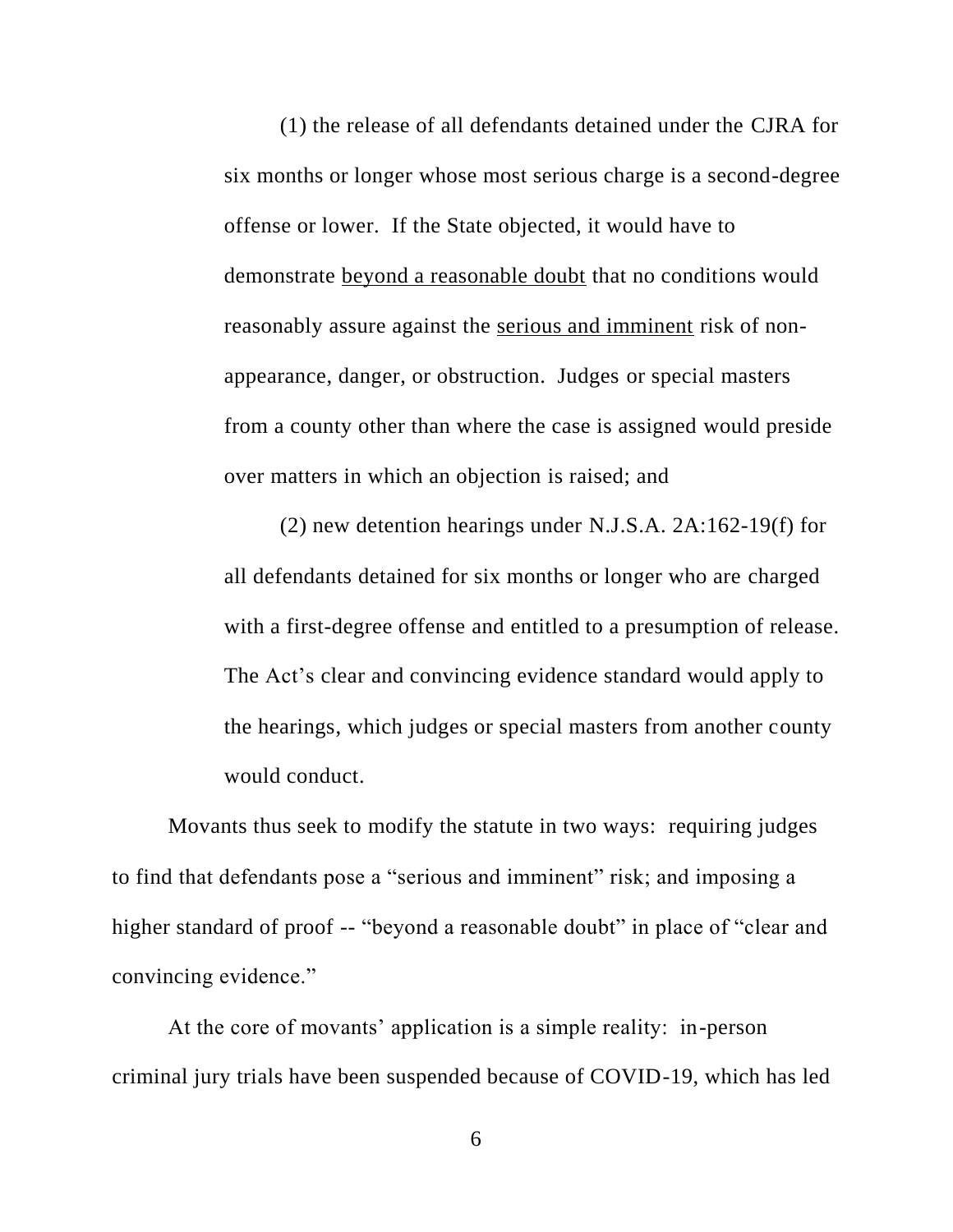(1) the release of all defendants detained under the CJRA for six months or longer whose most serious charge is a second-degree offense or lower. If the State objected, it would have to demonstrate <u>beyond a reasonable doubt</u> that no conditions would reasonably assure against the <u>serious and imminent</u> risk of non-appearance, danger, or obstruction. Judges or special masters from a county other than where the case is assigned would preside over matters in which an objection is raised; and

(2) new detention hearings under N.J.S.A. 2A:162-19(f) for all defendants detained for six months or longer who are charged with a first-degree offense and entitled to a presumption of release. The Act's clear and convincing evidence standard would apply to the hearings, which judges or special masters from another county would conduct.

Movants thus seek to modify the statute in two ways: requiring judges to find that defendants pose a "serious and imminent" risk; and imposing a higher standard of proof -- "beyond a reasonable doubt" in place of "clear and convincing evidence."

At the core of movants' application is a simple reality: in-person criminal jury trials have been suspended because of COVID-19, which has led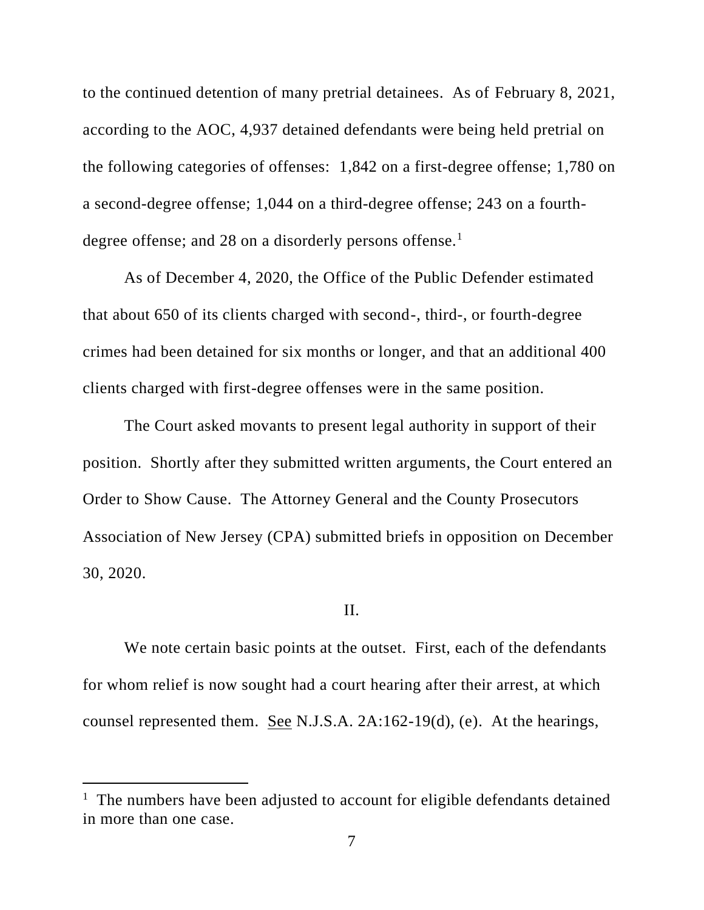to the continued detention of many pretrial detainees. As of February 8, 2021, according to the AOC, 4,937 detained defendants were being held pretrial on the following categories of offenses: 1,842 on a first-degree offense; 1,780 on a second-degree offense; 1,044 on a third-degree offense; 243 on a fourth-degree offense; and 28 on a disorderly persons offense.[1]

As of December 4, 2020, the Office of the Public Defender estimated that about 650 of its clients charged with second-, third-, or fourth-degree crimes had been detained for six months or longer, and that an additional 400 clients charged with first-degree offenses were in the same position.

The Court asked movants to present legal authority in support of their position. Shortly after they submitted written arguments, the Court entered an Order to Show Cause. The Attorney General and the County Prosecutors Association of New Jersey (CPA) submitted briefs in opposition on December 30, 2020.

## II.

We note certain basic points at the outset. First, each of the defendants for whom relief is now sought had a court hearing after their arrest, at which counsel represented them. See N.J.S.A. 2A:162-19(d), (e). At the hearings,

---

[1] The numbers have been adjusted to account for eligible defendants detained in more than one case.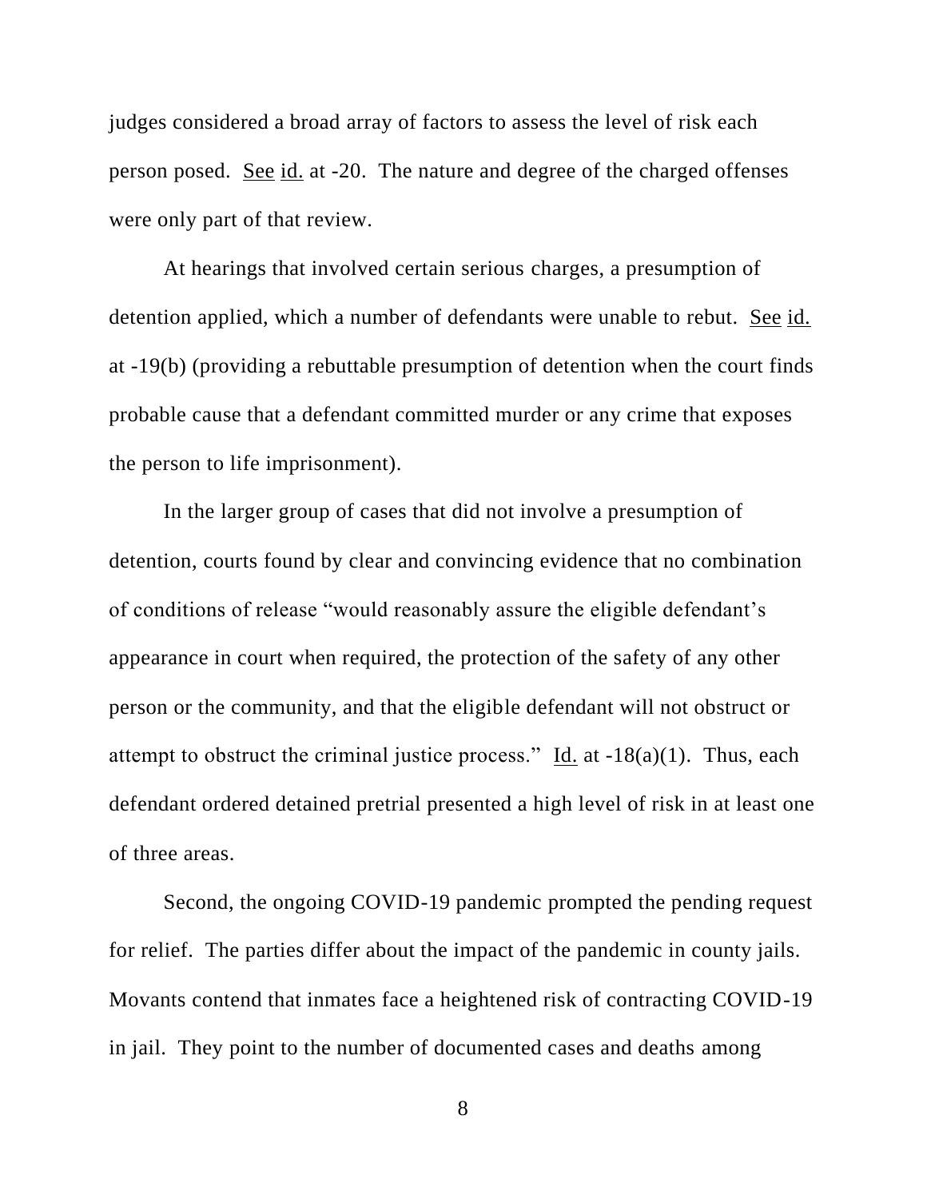judges considered a broad array of factors to assess the level of risk each person posed. See id. at -20. The nature and degree of the charged offenses were only part of that review.

At hearings that involved certain serious charges, a presumption of detention applied, which a number of defendants were unable to rebut. See id. at -19(b) (providing a rebuttable presumption of detention when the court finds probable cause that a defendant committed murder or any crime that exposes the person to life imprisonment).

In the larger group of cases that did not involve a presumption of detention, courts found by clear and convincing evidence that no combination of conditions of release "would reasonably assure the eligible defendant's appearance in court when required, the protection of the safety of any other person or the community, and that the eligible defendant will not obstruct or attempt to obstruct the criminal justice process." Id. at -18(a)(1). Thus, each defendant ordered detained pretrial presented a high level of risk in at least one of three areas.

Second, the ongoing COVID-19 pandemic prompted the pending request for relief. The parties differ about the impact of the pandemic in county jails. Movants contend that inmates face a heightened risk of contracting COVID-19 in jail. They point to the number of documented cases and deaths among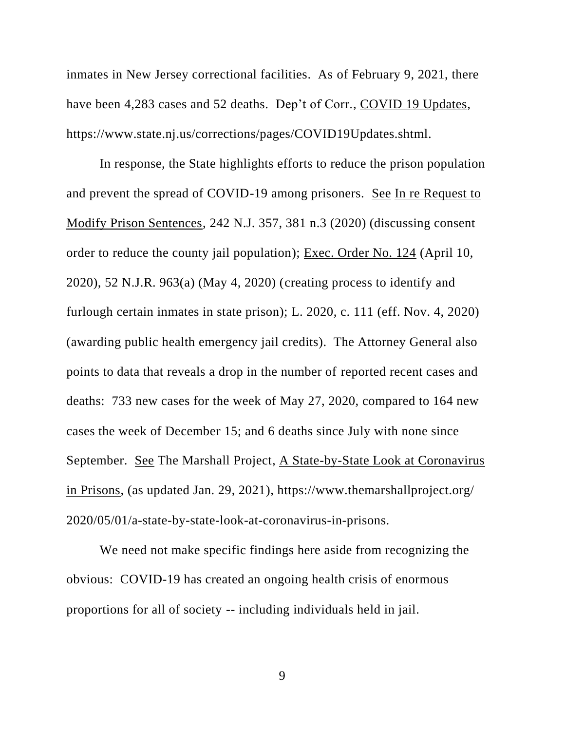inmates in New Jersey correctional facilities. As of February 9, 2021, there have been 4,283 cases and 52 deaths. Dep't of Corr., COVID 19 Updates, https://www.state.nj.us/corrections/pages/COVID19Updates.shtml.

In response, the State highlights efforts to reduce the prison population and prevent the spread of COVID-19 among prisoners. See In re Request to Modify Prison Sentences, 242 N.J. 357, 381 n.3 (2020) (discussing consent order to reduce the county jail population); Exec. Order No. 124 (April 10, 2020), 52 N.J.R. 963(a) (May 4, 2020) (creating process to identify and furlough certain inmates in state prison); L. 2020, c. 111 (eff. Nov. 4, 2020) (awarding public health emergency jail credits). The Attorney General also points to data that reveals a drop in the number of reported recent cases and deaths: 733 new cases for the week of May 27, 2020, compared to 164 new cases the week of December 15; and 6 deaths since July with none since September. See The Marshall Project, A State-by-State Look at Coronavirus in Prisons, (as updated Jan. 29, 2021), https://www.themarshallproject.org/2020/05/01/a-state-by-state-look-at-coronavirus-in-prisons.

We need not make specific findings here aside from recognizing the obvious: COVID-19 has created an ongoing health crisis of enormous proportions for all of society -- including individuals held in jail.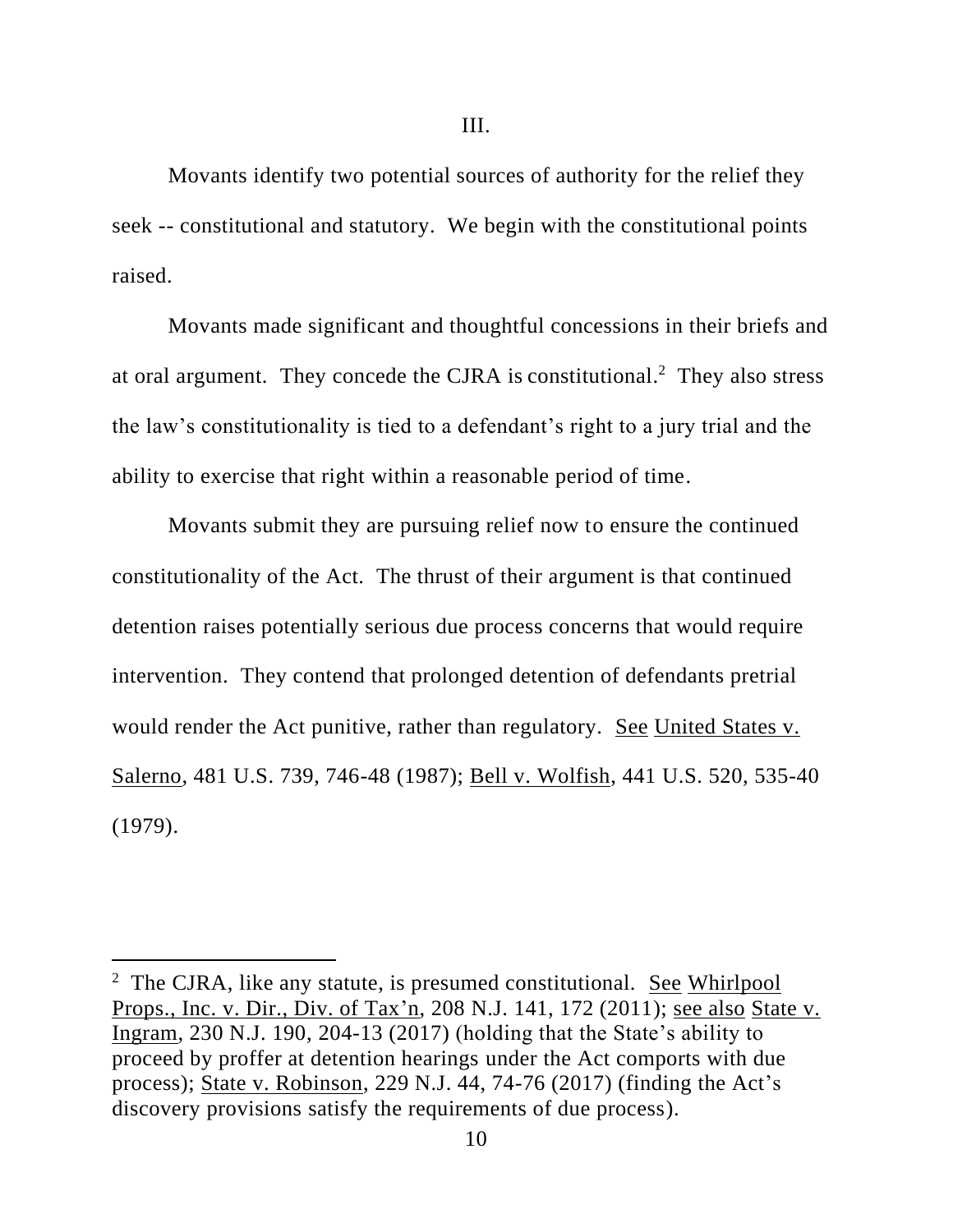III.

Movants identify two potential sources of authority for the relief they seek -- constitutional and statutory. We begin with the constitutional points raised.

Movants made significant and thoughtful concessions in their briefs and at oral argument. They concede the CJRA is constitutional.[2] They also stress the law's constitutionality is tied to a defendant's right to a jury trial and the ability to exercise that right within a reasonable period of time.

Movants submit they are pursuing relief now to ensure the continued constitutionality of the Act. The thrust of their argument is that continued detention raises potentially serious due process concerns that would require intervention. They contend that prolonged detention of defendants pretrial would render the Act punitive, rather than regulatory. See United States v. Salerno, 481 U.S. 739, 746-48 (1987); Bell v. Wolfish, 441 U.S. 520, 535-40 (1979).

---

[2] The CJRA, like any statute, is presumed constitutional. See Whirlpool Props., Inc. v. Dir., Div. of Tax'n, 208 N.J. 141, 172 (2011); see also State v. Ingram, 230 N.J. 190, 204-13 (2017) (holding that the State's ability to proceed by proffer at detention hearings under the Act comports with due process); State v. Robinson, 229 N.J. 44, 74-76 (2017) (finding the Act's discovery provisions satisfy the requirements of due process).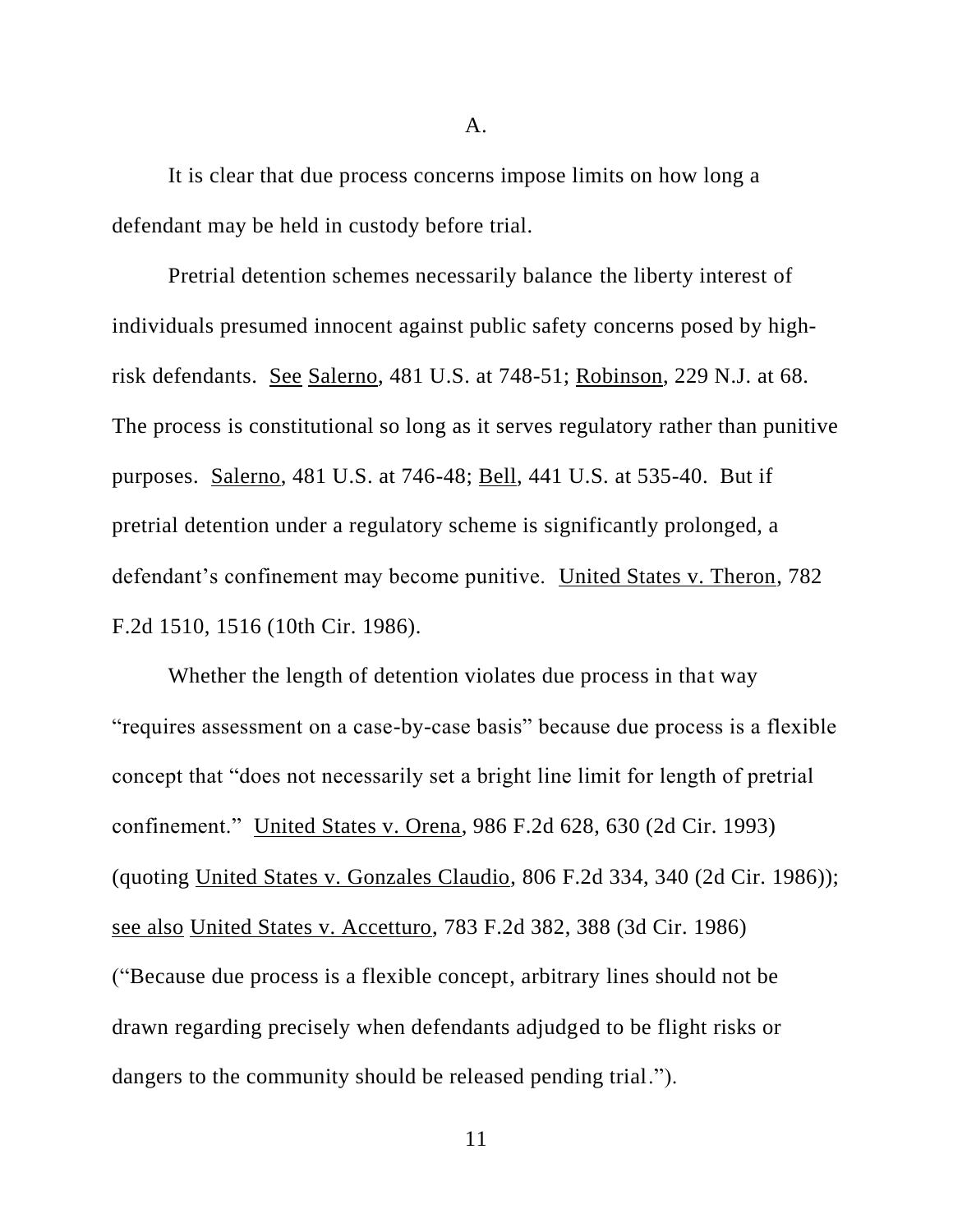A.

It is clear that due process concerns impose limits on how long a defendant may be held in custody before trial.

Pretrial detention schemes necessarily balance the liberty interest of individuals presumed innocent against public safety concerns posed by high-risk defendants. See Salerno, 481 U.S. at 748-51; Robinson, 229 N.J. at 68. The process is constitutional so long as it serves regulatory rather than punitive purposes. Salerno, 481 U.S. at 746-48; Bell, 441 U.S. at 535-40. But if pretrial detention under a regulatory scheme is significantly prolonged, a defendant's confinement may become punitive. United States v. Theron, 782 F.2d 1510, 1516 (10th Cir. 1986).

Whether the length of detention violates due process in that way "requires assessment on a case-by-case basis" because due process is a flexible concept that "does not necessarily set a bright line limit for length of pretrial confinement." United States v. Orena, 986 F.2d 628, 630 (2d Cir. 1993) (quoting United States v. Gonzales Claudio, 806 F.2d 334, 340 (2d Cir. 1986)); see also United States v. Accetturo, 783 F.2d 382, 388 (3d Cir. 1986) ("Because due process is a flexible concept, arbitrary lines should not be drawn regarding precisely when defendants adjudged to be flight risks or dangers to the community should be released pending trial.").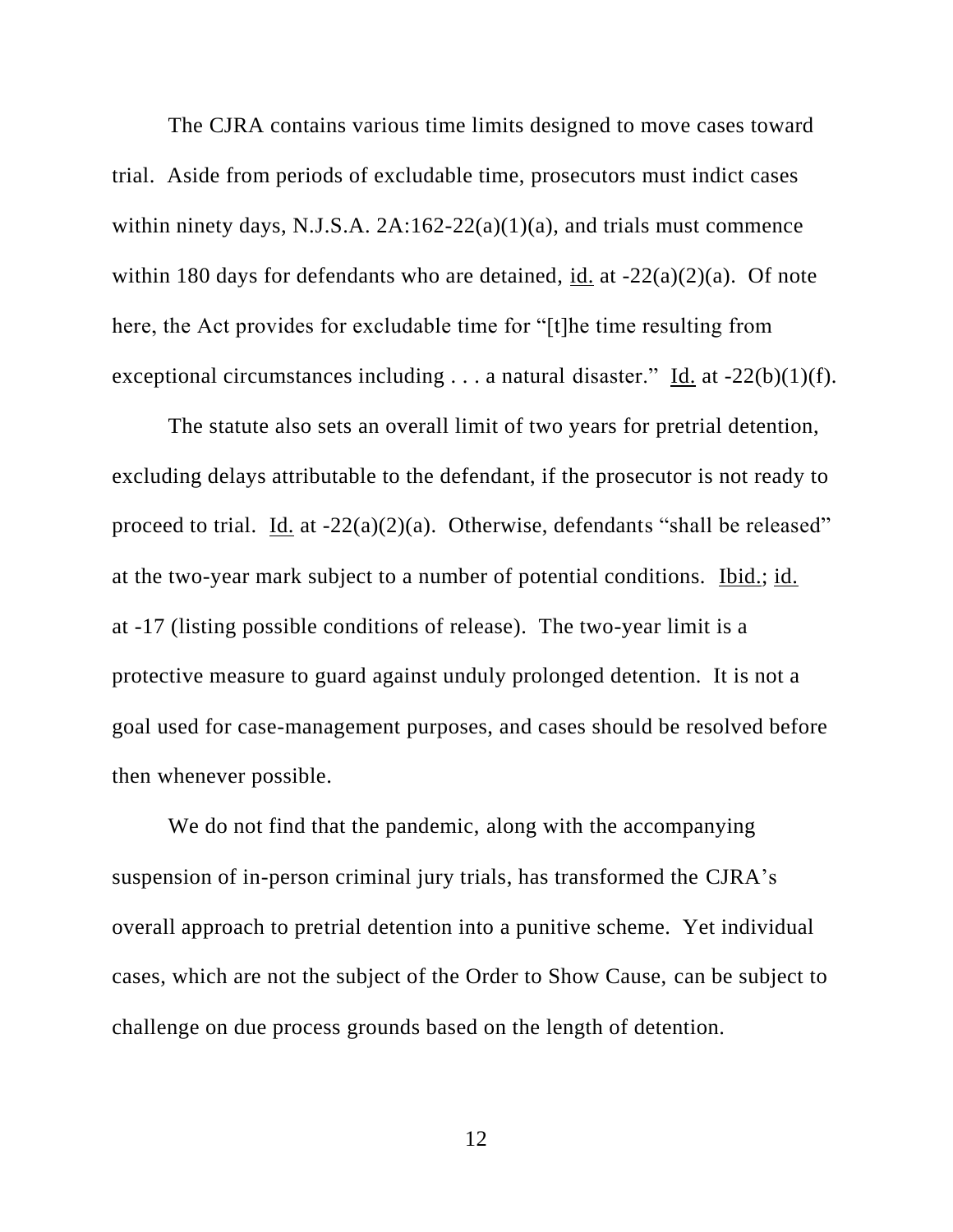The CJRA contains various time limits designed to move cases toward trial. Aside from periods of excludable time, prosecutors must indict cases within ninety days, N.J.S.A. 2A:162-22(a)(1)(a), and trials must commence within 180 days for defendants who are detained, id. at -22(a)(2)(a). Of note here, the Act provides for excludable time for "[t]he time resulting from exceptional circumstances including . . . a natural disaster." Id. at -22(b)(1)(f).

The statute also sets an overall limit of two years for pretrial detention, excluding delays attributable to the defendant, if the prosecutor is not ready to proceed to trial. Id. at -22(a)(2)(a). Otherwise, defendants "shall be released" at the two-year mark subject to a number of potential conditions. Ibid.; id. at -17 (listing possible conditions of release). The two-year limit is a protective measure to guard against unduly prolonged detention. It is not a goal used for case-management purposes, and cases should be resolved before then whenever possible.

We do not find that the pandemic, along with the accompanying suspension of in-person criminal jury trials, has transformed the CJRA's overall approach to pretrial detention into a punitive scheme. Yet individual cases, which are not the subject of the Order to Show Cause, can be subject to challenge on due process grounds based on the length of detention.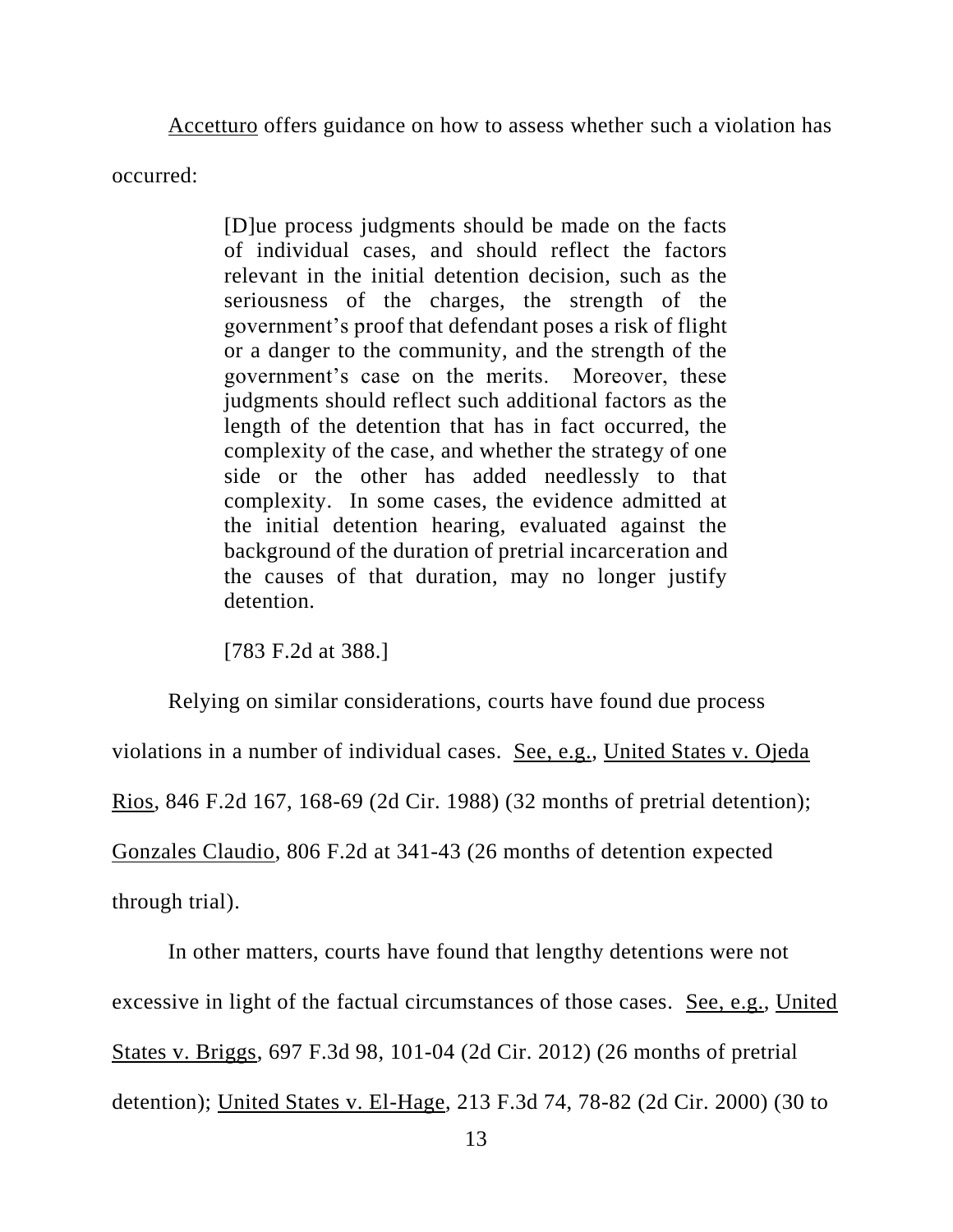Accetturo offers guidance on how to assess whether such a violation has occurred:

> [D]ue process judgments should be made on the facts of individual cases, and should reflect the factors relevant in the initial detention decision, such as the seriousness of the charges, the strength of the government's proof that defendant poses a risk of flight or a danger to the community, and the strength of the government's case on the merits. Moreover, these judgments should reflect such additional factors as the length of the detention that has in fact occurred, the complexity of the case, and whether the strategy of one side or the other has added needlessly to that complexity. In some cases, the evidence admitted at the initial detention hearing, evaluated against the background of the duration of pretrial incarceration and the causes of that duration, may no longer justify detention.
>
> [783 F.2d at 388.]

Relying on similar considerations, courts have found due process violations in a number of individual cases. See, e.g., United States v. Ojeda Rios, 846 F.2d 167, 168-69 (2d Cir. 1988) (32 months of pretrial detention); Gonzales Claudio, 806 F.2d at 341-43 (26 months of detention expected through trial).

In other matters, courts have found that lengthy detentions were not excessive in light of the factual circumstances of those cases. See, e.g., United States v. Briggs, 697 F.3d 98, 101-04 (2d Cir. 2012) (26 months of pretrial detention); United States v. El-Hage, 213 F.3d 74, 78-82 (2d Cir. 2000) (30 to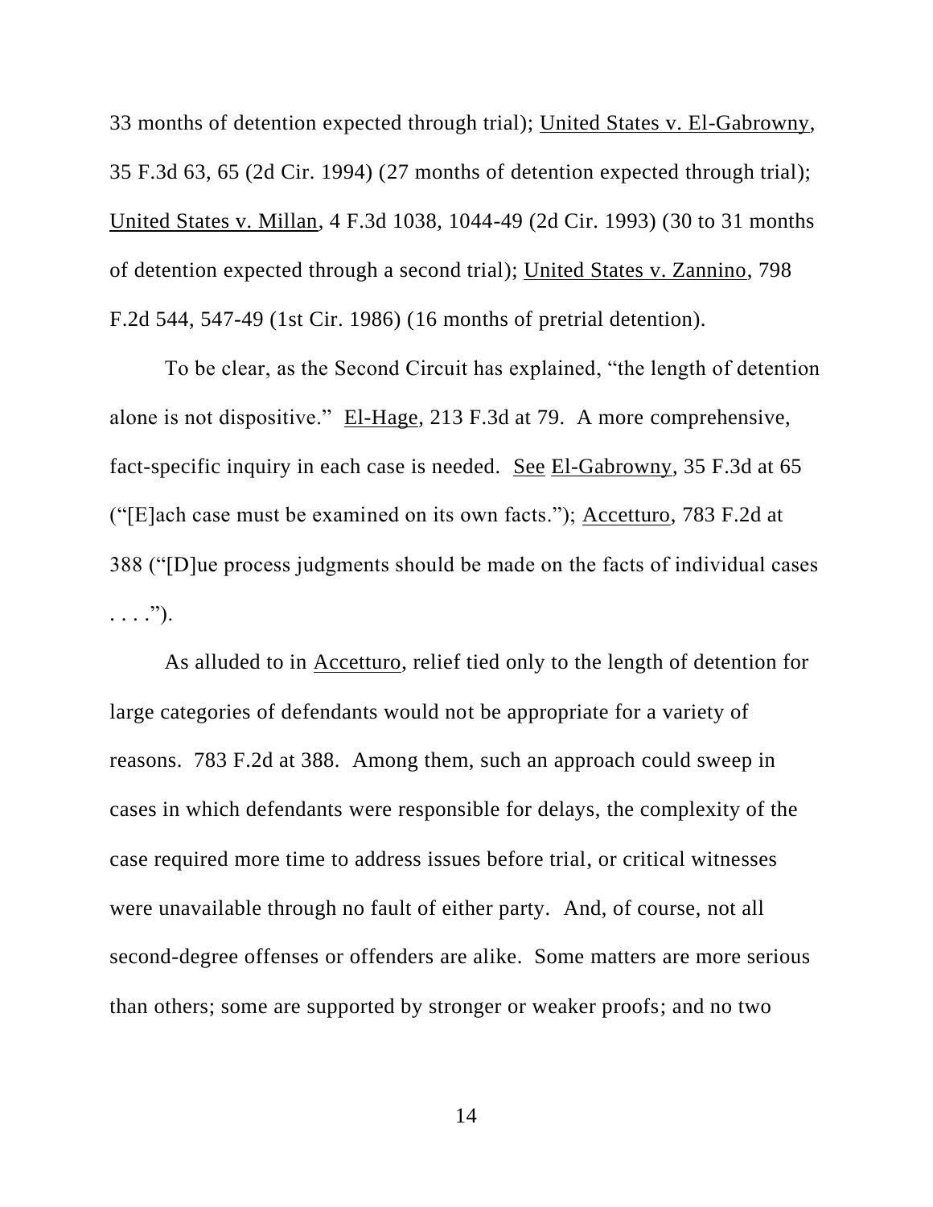33 months of detention expected through trial); United States v. El-Gabrowny, 35 F.3d 63, 65 (2d Cir. 1994) (27 months of detention expected through trial); United States v. Millan, 4 F.3d 1038, 1044-49 (2d Cir. 1993) (30 to 31 months of detention expected through a second trial); United States v. Zannino, 798 F.2d 544, 547-49 (1st Cir. 1986) (16 months of pretrial detention).

To be clear, as the Second Circuit has explained, "the length of detention alone is not dispositive." El-Hage, 213 F.3d at 79. A more comprehensive, fact-specific inquiry in each case is needed. See El-Gabrowny, 35 F.3d at 65 ("[E]ach case must be examined on its own facts."); Accetturo, 783 F.2d at 388 ("[D]ue process judgments should be made on the facts of individual cases . . . .").

As alluded to in Accetturo, relief tied only to the length of detention for large categories of defendants would not be appropriate for a variety of reasons. 783 F.2d at 388. Among them, such an approach could sweep in cases in which defendants were responsible for delays, the complexity of the case required more time to address issues before trial, or critical witnesses were unavailable through no fault of either party. And, of course, not all second-degree offenses or offenders are alike. Some matters are more serious than others; some are supported by stronger or weaker proofs; and no two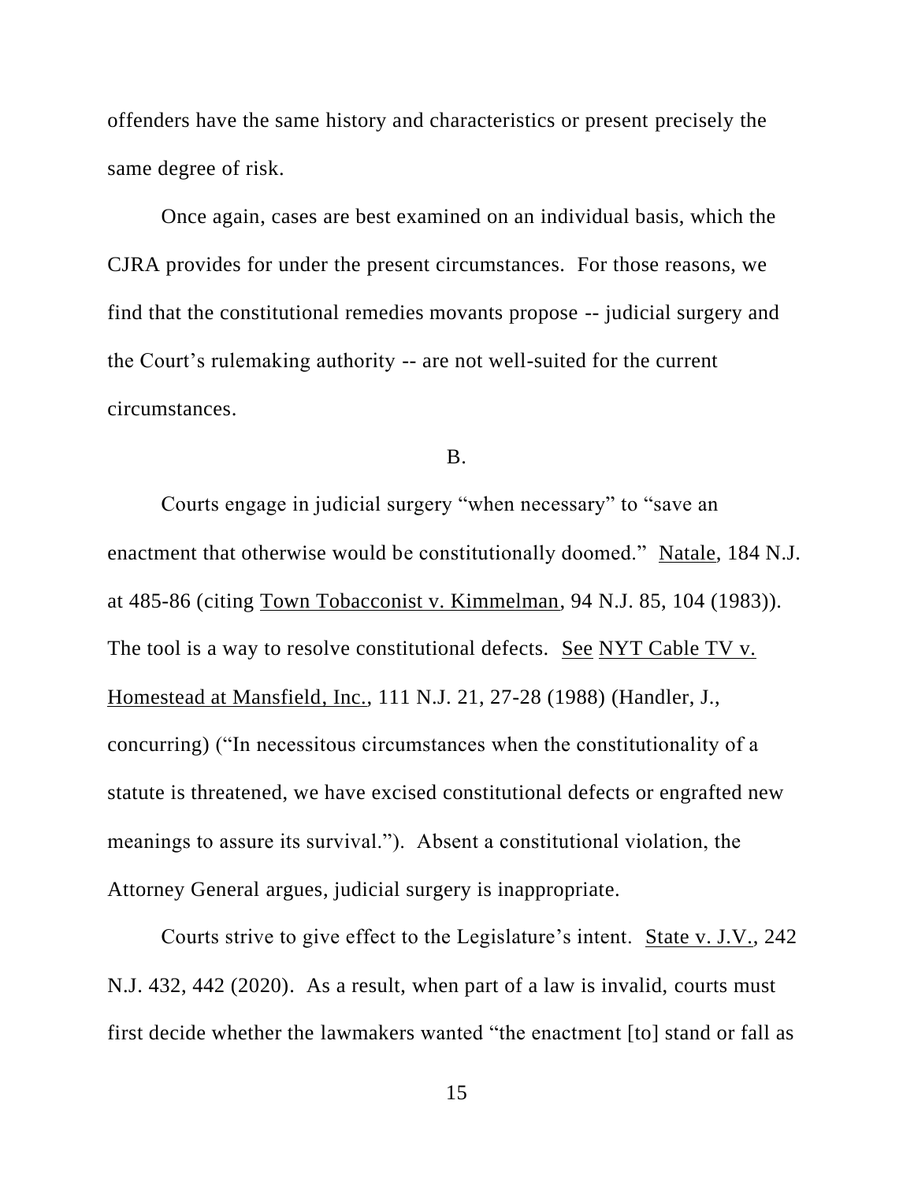offenders have the same history and characteristics or present precisely the same degree of risk.

Once again, cases are best examined on an individual basis, which the CJRA provides for under the present circumstances. For those reasons, we find that the constitutional remedies movants propose -- judicial surgery and the Court's rulemaking authority -- are not well-suited for the current circumstances.

B.

Courts engage in judicial surgery "when necessary" to "save an enactment that otherwise would be constitutionally doomed." Natale, 184 N.J. at 485-86 (citing Town Tobacconist v. Kimmelman, 94 N.J. 85, 104 (1983)). The tool is a way to resolve constitutional defects. See NYT Cable TV v. Homestead at Mansfield, Inc., 111 N.J. 21, 27-28 (1988) (Handler, J., concurring) ("In necessitous circumstances when the constitutionality of a statute is threatened, we have excised constitutional defects or engrafted new meanings to assure its survival."). Absent a constitutional violation, the Attorney General argues, judicial surgery is inappropriate.

Courts strive to give effect to the Legislature's intent. State v. J.V., 242 N.J. 432, 442 (2020). As a result, when part of a law is invalid, courts must first decide whether the lawmakers wanted "the enactment [to] stand or fall as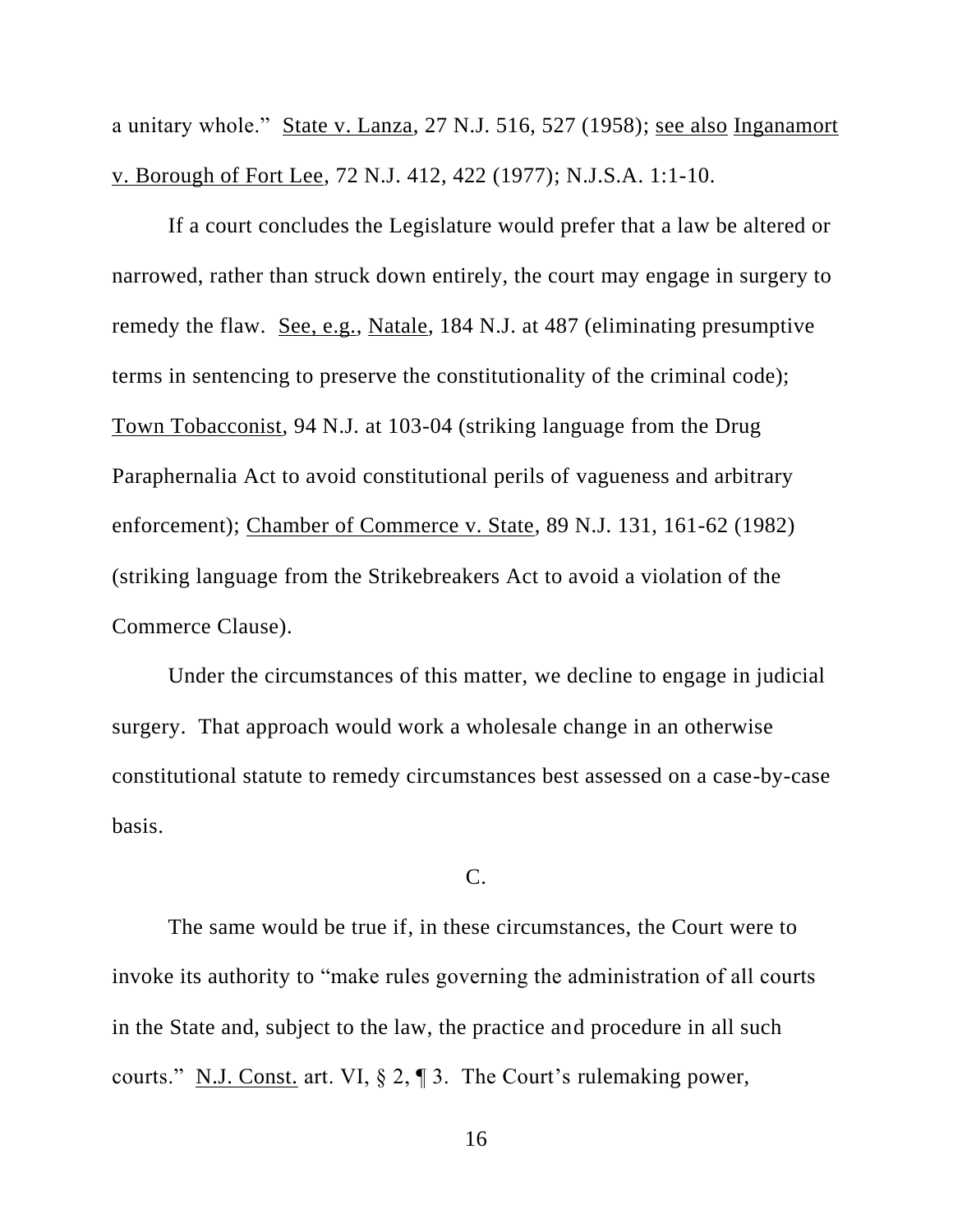a unitary whole." State v. Lanza, 27 N.J. 516, 527 (1958); see also Inganamort v. Borough of Fort Lee, 72 N.J. 412, 422 (1977); N.J.S.A. 1:1-10.

If a court concludes the Legislature would prefer that a law be altered or narrowed, rather than struck down entirely, the court may engage in surgery to remedy the flaw. See, e.g., Natale, 184 N.J. at 487 (eliminating presumptive terms in sentencing to preserve the constitutionality of the criminal code); Town Tobacconist, 94 N.J. at 103-04 (striking language from the Drug Paraphernalia Act to avoid constitutional perils of vagueness and arbitrary enforcement); Chamber of Commerce v. State, 89 N.J. 131, 161-62 (1982) (striking language from the Strikebreakers Act to avoid a violation of the Commerce Clause).

Under the circumstances of this matter, we decline to engage in judicial surgery. That approach would work a wholesale change in an otherwise constitutional statute to remedy circumstances best assessed on a case-by-case basis.

C.

The same would be true if, in these circumstances, the Court were to invoke its authority to "make rules governing the administration of all courts in the State and, subject to the law, the practice and procedure in all such courts." N.J. Const. art. VI, § 2, ¶ 3. The Court's rulemaking power,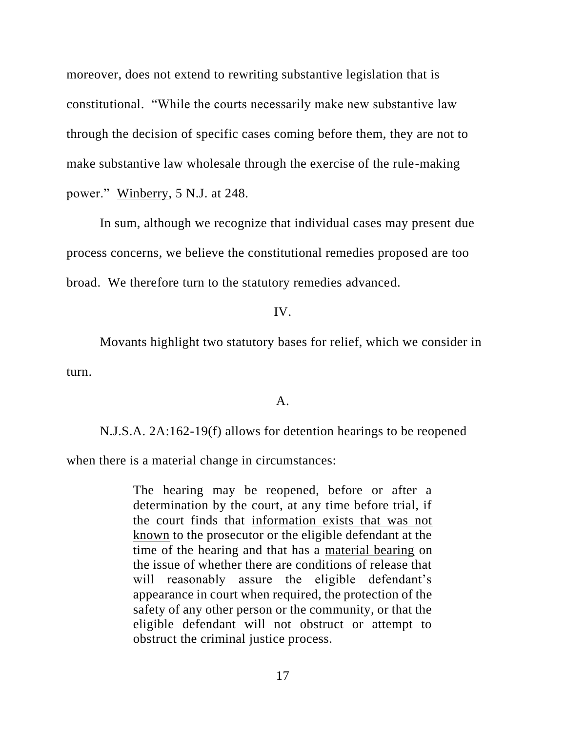moreover, does not extend to rewriting substantive legislation that is constitutional. "While the courts necessarily make new substantive law through the decision of specific cases coming before them, they are not to make substantive law wholesale through the exercise of the rule-making power." Winberry, 5 N.J. at 248.

In sum, although we recognize that individual cases may present due process concerns, we believe the constitutional remedies proposed are too broad. We therefore turn to the statutory remedies advanced.

## IV.

Movants highlight two statutory bases for relief, which we consider in turn.

### A.

N.J.S.A. 2A:162-19(f) allows for detention hearings to be reopened when there is a material change in circumstances:

> The hearing may be reopened, before or after a determination by the court, at any time before trial, if the court finds that information exists that was not known to the prosecutor or the eligible defendant at the time of the hearing and that has a material bearing on the issue of whether there are conditions of release that will reasonably assure the eligible defendant's appearance in court when required, the protection of the safety of any other person or the community, or that the eligible defendant will not obstruct or attempt to obstruct the criminal justice process.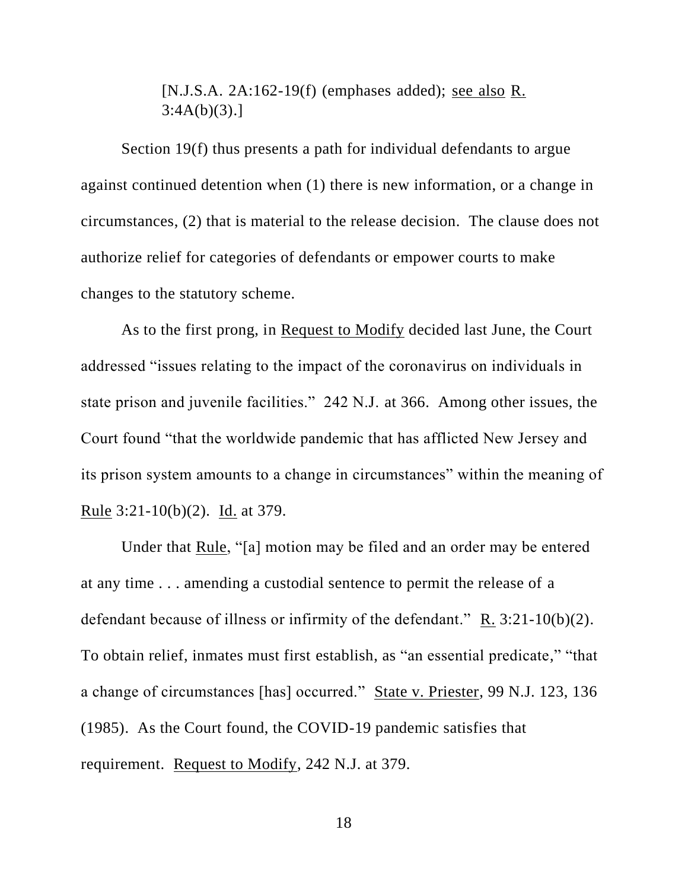[N.J.S.A. 2A:162-19(f) (emphases added); see also R. 3:4A(b)(3).]

Section 19(f) thus presents a path for individual defendants to argue against continued detention when (1) there is new information, or a change in circumstances, (2) that is material to the release decision. The clause does not authorize relief for categories of defendants or empower courts to make changes to the statutory scheme.

As to the first prong, in Request to Modify decided last June, the Court addressed "issues relating to the impact of the coronavirus on individuals in state prison and juvenile facilities." 242 N.J. at 366. Among other issues, the Court found "that the worldwide pandemic that has afflicted New Jersey and its prison system amounts to a change in circumstances" within the meaning of Rule 3:21-10(b)(2). Id. at 379.

Under that Rule, "[a] motion may be filed and an order may be entered at any time . . . amending a custodial sentence to permit the release of a defendant because of illness or infirmity of the defendant." R. 3:21-10(b)(2). To obtain relief, inmates must first establish, as "an essential predicate," "that a change of circumstances [has] occurred." State v. Priester, 99 N.J. 123, 136 (1985). As the Court found, the COVID-19 pandemic satisfies that requirement. Request to Modify, 242 N.J. at 379.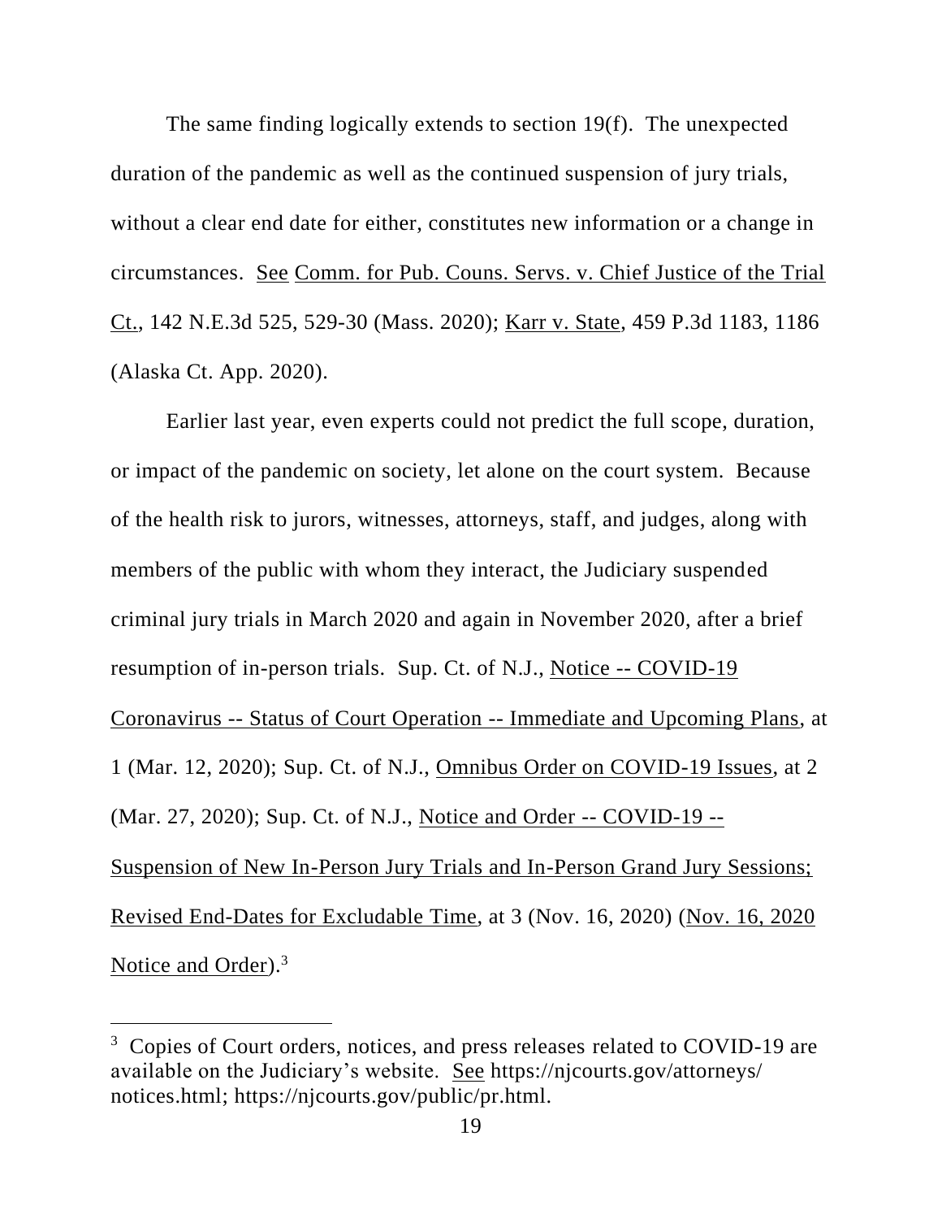The same finding logically extends to section 19(f). The unexpected duration of the pandemic as well as the continued suspension of jury trials, without a clear end date for either, constitutes new information or a change in circumstances. See Comm. for Pub. Couns. Servs. v. Chief Justice of the Trial Ct., 142 N.E.3d 525, 529-30 (Mass. 2020); Karr v. State, 459 P.3d 1183, 1186 (Alaska Ct. App. 2020).

Earlier last year, even experts could not predict the full scope, duration, or impact of the pandemic on society, let alone on the court system. Because of the health risk to jurors, witnesses, attorneys, staff, and judges, along with members of the public with whom they interact, the Judiciary suspended criminal jury trials in March 2020 and again in November 2020, after a brief resumption of in-person trials. Sup. Ct. of N.J., Notice -- COVID-19 Coronavirus -- Status of Court Operation -- Immediate and Upcoming Plans, at 1 (Mar. 12, 2020); Sup. Ct. of N.J., Omnibus Order on COVID-19 Issues, at 2 (Mar. 27, 2020); Sup. Ct. of N.J., Notice and Order -- COVID-19 -- Suspension of New In-Person Jury Trials and In-Person Grand Jury Sessions; Revised End-Dates for Excludable Time, at 3 (Nov. 16, 2020) (Nov. 16, 2020 Notice and Order).[3]

---

[3] Copies of Court orders, notices, and press releases related to COVID-19 are available on the Judiciary's website. See https://njcourts.gov/attorneys/notices.html; https://njcourts.gov/public/pr.html.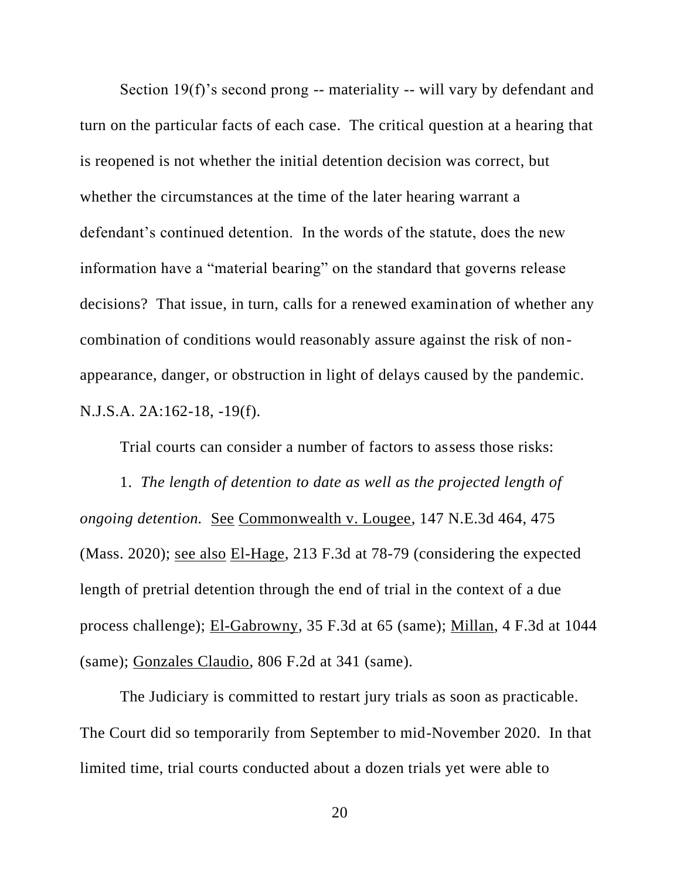Section 19(f)'s second prong -- materiality -- will vary by defendant and turn on the particular facts of each case. The critical question at a hearing that is reopened is not whether the initial detention decision was correct, but whether the circumstances at the time of the later hearing warrant a defendant's continued detention. In the words of the statute, does the new information have a "material bearing" on the standard that governs release decisions? That issue, in turn, calls for a renewed examination of whether any combination of conditions would reasonably assure against the risk of non-appearance, danger, or obstruction in light of delays caused by the pandemic. N.J.S.A. 2A:162-18, -19(f).

Trial courts can consider a number of factors to assess those risks:

1. *The length of detention to date as well as the projected length of ongoing detention.* See Commonwealth v. Lougee, 147 N.E.3d 464, 475 (Mass. 2020); see also El-Hage, 213 F.3d at 78-79 (considering the expected length of pretrial detention through the end of trial in the context of a due process challenge); El-Gabrowny, 35 F.3d at 65 (same); Millan, 4 F.3d at 1044 (same); Gonzales Claudio, 806 F.2d at 341 (same).

The Judiciary is committed to restart jury trials as soon as practicable. The Court did so temporarily from September to mid-November 2020. In that limited time, trial courts conducted about a dozen trials yet were able to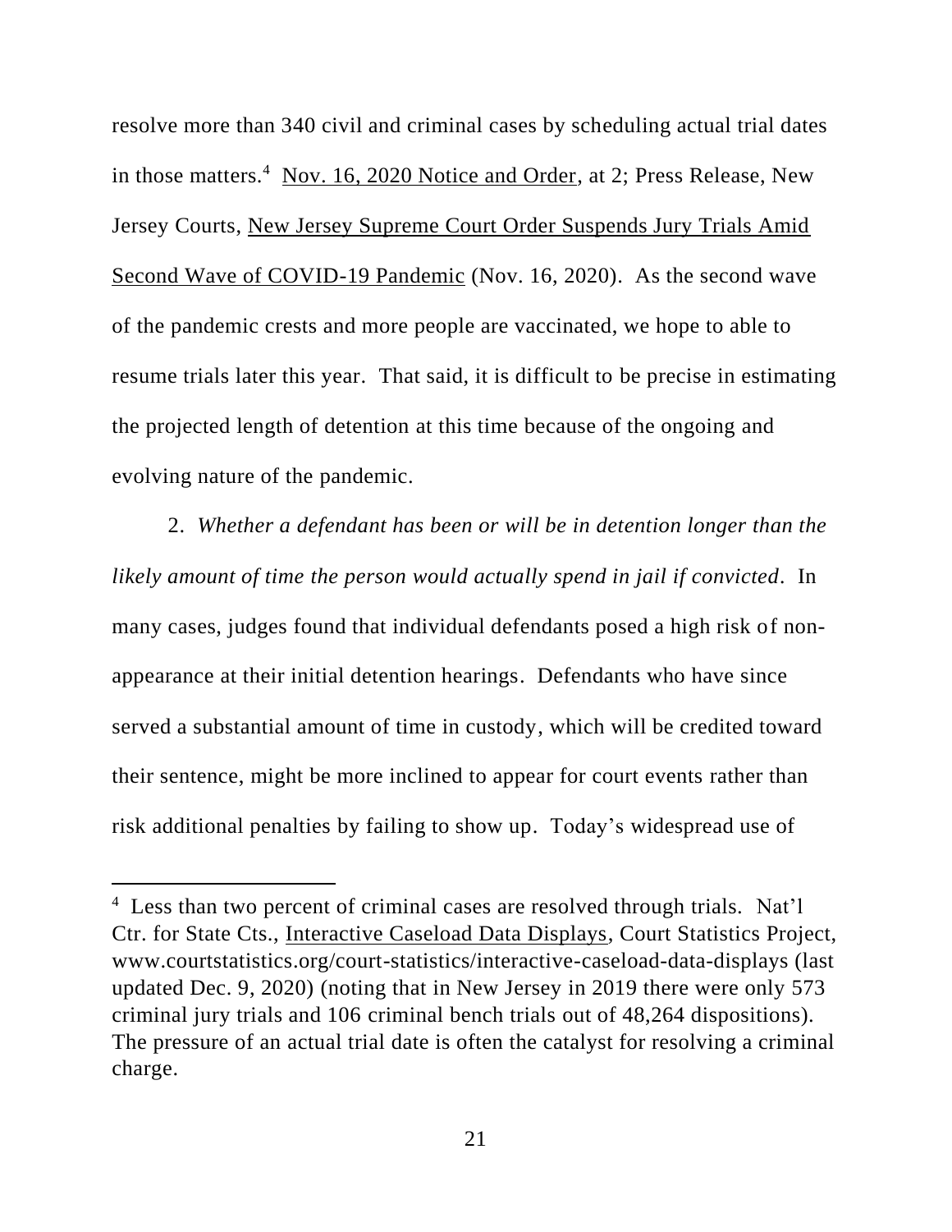resolve more than 340 civil and criminal cases by scheduling actual trial dates in those matters.[4] Nov. 16, 2020 Notice and Order, at 2; Press Release, New Jersey Courts, New Jersey Supreme Court Order Suspends Jury Trials Amid Second Wave of COVID-19 Pandemic (Nov. 16, 2020). As the second wave of the pandemic crests and more people are vaccinated, we hope to able to resume trials later this year. That said, it is difficult to be precise in estimating the projected length of detention at this time because of the ongoing and evolving nature of the pandemic.

2. *Whether a defendant has been or will be in detention longer than the likely amount of time the person would actually spend in jail if convicted*. In many cases, judges found that individual defendants posed a high risk of non-appearance at their initial detention hearings. Defendants who have since served a substantial amount of time in custody, which will be credited toward their sentence, might be more inclined to appear for court events rather than risk additional penalties by failing to show up. Today's widespread use of

---

[4] Less than two percent of criminal cases are resolved through trials. Nat'l Ctr. for State Cts., Interactive Caseload Data Displays, Court Statistics Project, www.courtstatistics.org/court-statistics/interactive-caseload-data-displays (last updated Dec. 9, 2020) (noting that in New Jersey in 2019 there were only 573 criminal jury trials and 106 criminal bench trials out of 48,264 dispositions). The pressure of an actual trial date is often the catalyst for resolving a criminal charge.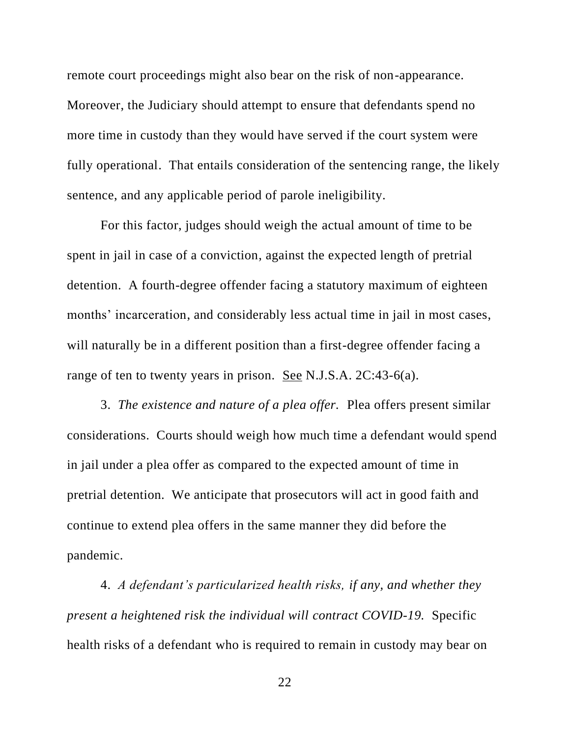remote court proceedings might also bear on the risk of non-appearance. Moreover, the Judiciary should attempt to ensure that defendants spend no more time in custody than they would have served if the court system were fully operational. That entails consideration of the sentencing range, the likely sentence, and any applicable period of parole ineligibility.

For this factor, judges should weigh the actual amount of time to be spent in jail in case of a conviction, against the expected length of pretrial detention. A fourth-degree offender facing a statutory maximum of eighteen months' incarceration, and considerably less actual time in jail in most cases, will naturally be in a different position than a first-degree offender facing a range of ten to twenty years in prison. See N.J.S.A. 2C:43-6(a).

3. *The existence and nature of a plea offer.* Plea offers present similar considerations. Courts should weigh how much time a defendant would spend in jail under a plea offer as compared to the expected amount of time in pretrial detention. We anticipate that prosecutors will act in good faith and continue to extend plea offers in the same manner they did before the pandemic.

4. *A defendant's particularized health risks, if any, and whether they present a heightened risk the individual will contract COVID-19.* Specific health risks of a defendant who is required to remain in custody may bear on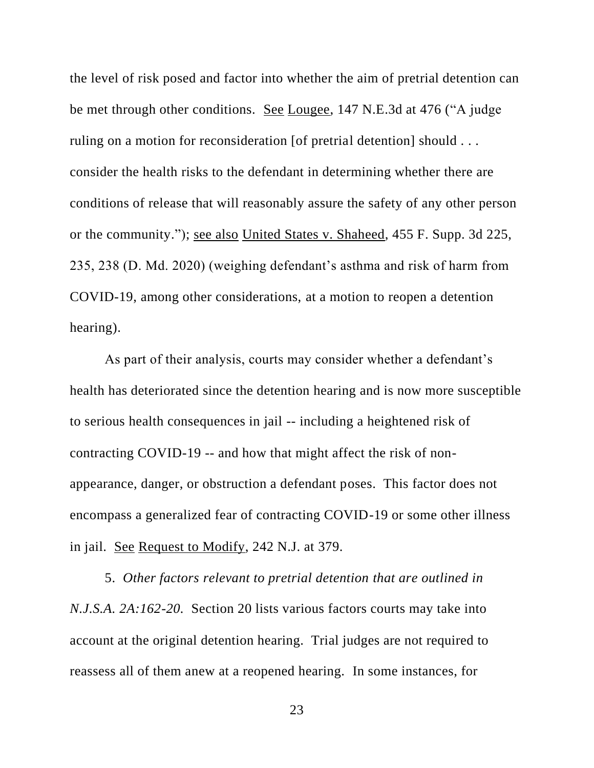the level of risk posed and factor into whether the aim of pretrial detention can be met through other conditions. See Lougee, 147 N.E.3d at 476 ("A judge ruling on a motion for reconsideration [of pretrial detention] should . . . consider the health risks to the defendant in determining whether there are conditions of release that will reasonably assure the safety of any other person or the community."); see also United States v. Shaheed, 455 F. Supp. 3d 225, 235, 238 (D. Md. 2020) (weighing defendant's asthma and risk of harm from COVID-19, among other considerations, at a motion to reopen a detention hearing).

As part of their analysis, courts may consider whether a defendant's health has deteriorated since the detention hearing and is now more susceptible to serious health consequences in jail -- including a heightened risk of contracting COVID-19 -- and how that might affect the risk of non-appearance, danger, or obstruction a defendant poses. This factor does not encompass a generalized fear of contracting COVID-19 or some other illness in jail. See Request to Modify, 242 N.J. at 379.

5. *Other factors relevant to pretrial detention that are outlined in N.J.S.A. 2A:162-20.* Section 20 lists various factors courts may take into account at the original detention hearing. Trial judges are not required to reassess all of them anew at a reopened hearing. In some instances, for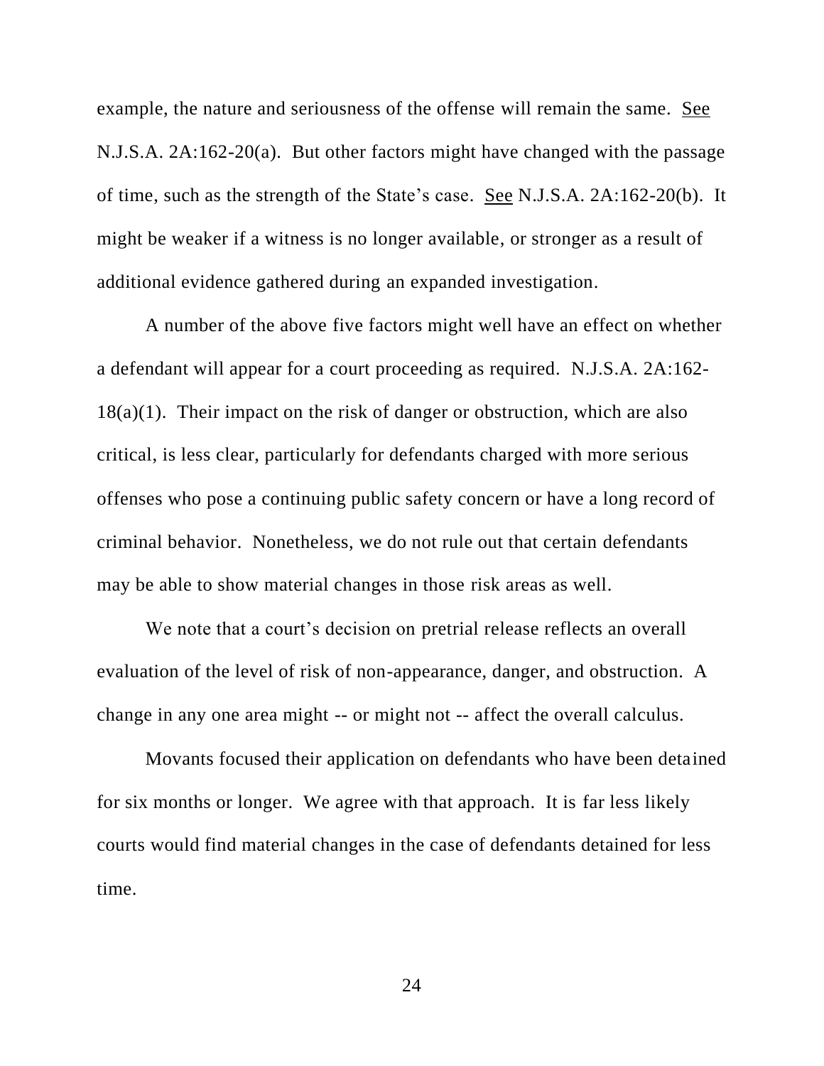example, the nature and seriousness of the offense will remain the same. See N.J.S.A. 2A:162-20(a). But other factors might have changed with the passage of time, such as the strength of the State's case. See N.J.S.A. 2A:162-20(b). It might be weaker if a witness is no longer available, or stronger as a result of additional evidence gathered during an expanded investigation.

A number of the above five factors might well have an effect on whether a defendant will appear for a court proceeding as required. N.J.S.A. 2A:162-18(a)(1). Their impact on the risk of danger or obstruction, which are also critical, is less clear, particularly for defendants charged with more serious offenses who pose a continuing public safety concern or have a long record of criminal behavior. Nonetheless, we do not rule out that certain defendants may be able to show material changes in those risk areas as well.

We note that a court's decision on pretrial release reflects an overall evaluation of the level of risk of non-appearance, danger, and obstruction. A change in any one area might -- or might not -- affect the overall calculus.

Movants focused their application on defendants who have been detained for six months or longer. We agree with that approach. It is far less likely courts would find material changes in the case of defendants detained for less time.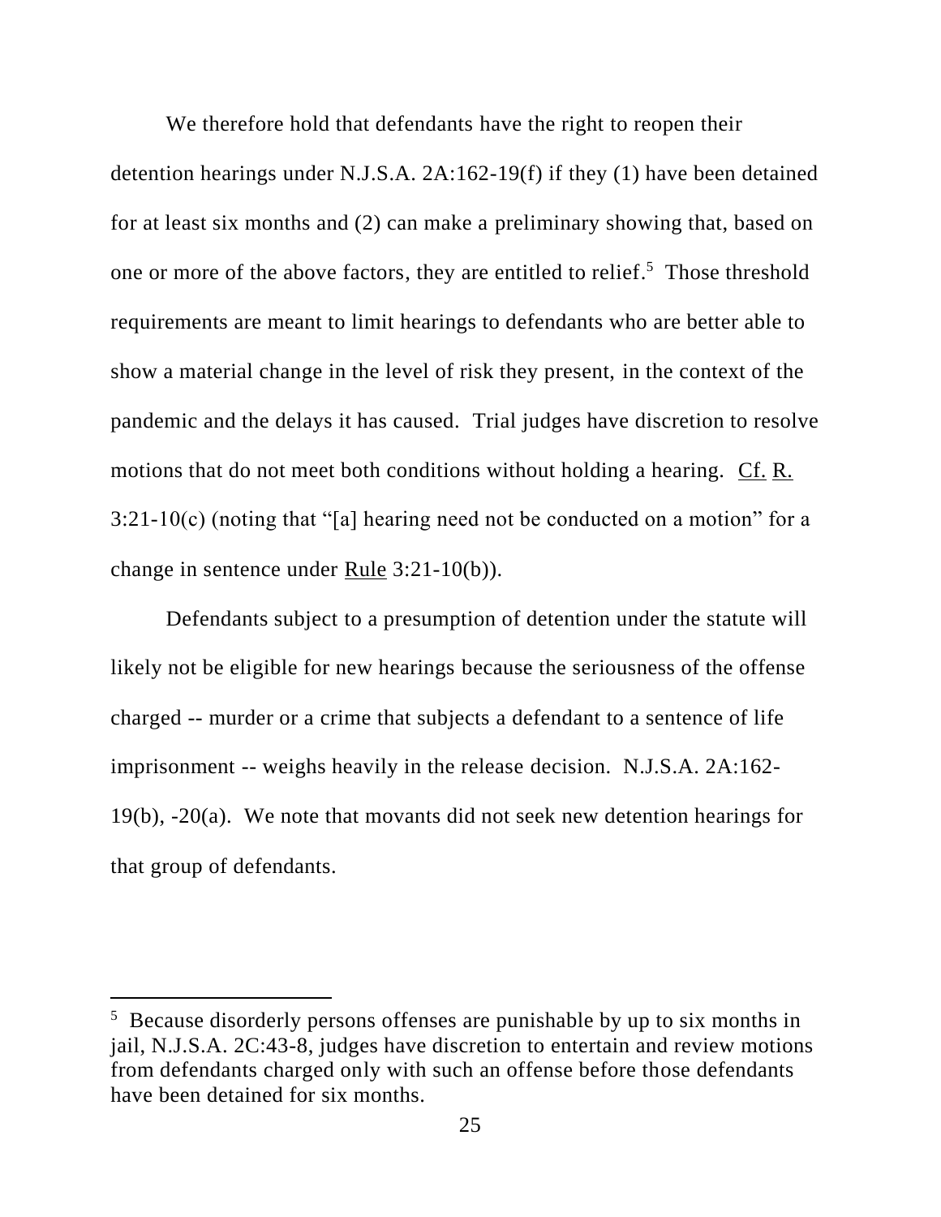We therefore hold that defendants have the right to reopen their detention hearings under N.J.S.A. 2A:162-19(f) if they (1) have been detained for at least six months and (2) can make a preliminary showing that, based on one or more of the above factors, they are entitled to relief.[5] Those threshold requirements are meant to limit hearings to defendants who are better able to show a material change in the level of risk they present, in the context of the pandemic and the delays it has caused. Trial judges have discretion to resolve motions that do not meet both conditions without holding a hearing. Cf. R. 3:21-10(c) (noting that "[a] hearing need not be conducted on a motion" for a change in sentence under Rule 3:21-10(b)).

Defendants subject to a presumption of detention under the statute will likely not be eligible for new hearings because the seriousness of the offense charged -- murder or a crime that subjects a defendant to a sentence of life imprisonment -- weighs heavily in the release decision. N.J.S.A. 2A:162-19(b), -20(a). We note that movants did not seek new detention hearings for that group of defendants.

[5] Because disorderly persons offenses are punishable by up to six months in jail, N.J.S.A. 2C:43-8, judges have discretion to entertain and review motions from defendants charged only with such an offense before those defendants have been detained for six months.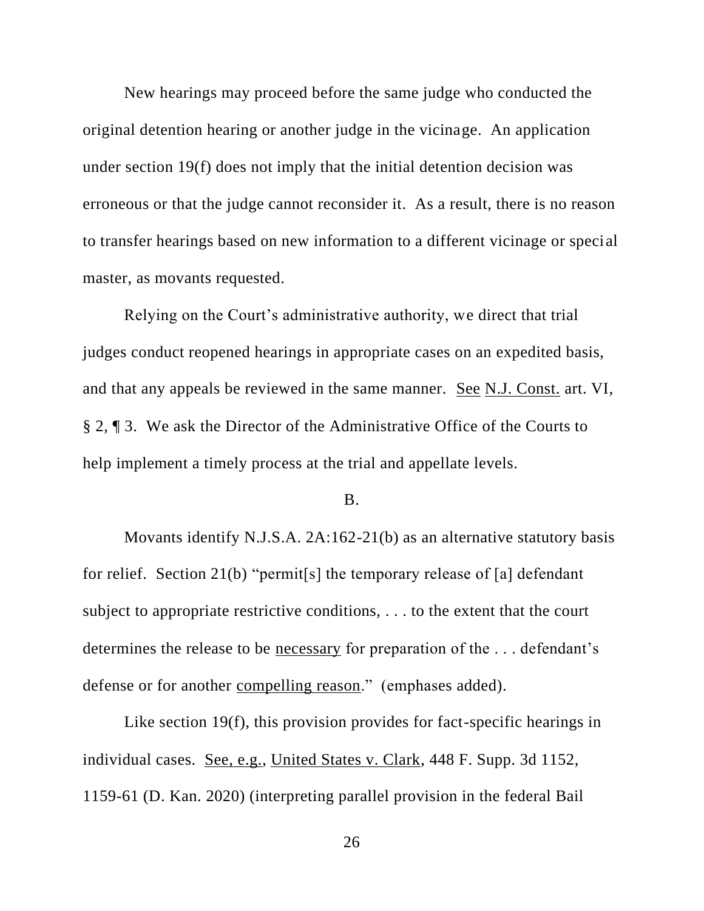New hearings may proceed before the same judge who conducted the original detention hearing or another judge in the vicinage. An application under section 19(f) does not imply that the initial detention decision was erroneous or that the judge cannot reconsider it. As a result, there is no reason to transfer hearings based on new information to a different vicinage or special master, as movants requested.

Relying on the Court's administrative authority, we direct that trial judges conduct reopened hearings in appropriate cases on an expedited basis, and that any appeals be reviewed in the same manner. See N.J. Const. art. VI, § 2, ¶ 3. We ask the Director of the Administrative Office of the Courts to help implement a timely process at the trial and appellate levels.

B.

Movants identify N.J.S.A. 2A:162-21(b) as an alternative statutory basis for relief. Section 21(b) "permit[s] the temporary release of [a] defendant subject to appropriate restrictive conditions, . . . to the extent that the court determines the release to be necessary for preparation of the . . . defendant's defense or for another compelling reason." (emphases added).

Like section 19(f), this provision provides for fact-specific hearings in individual cases. See, e.g., United States v. Clark, 448 F. Supp. 3d 1152, 1159-61 (D. Kan. 2020) (interpreting parallel provision in the federal Bail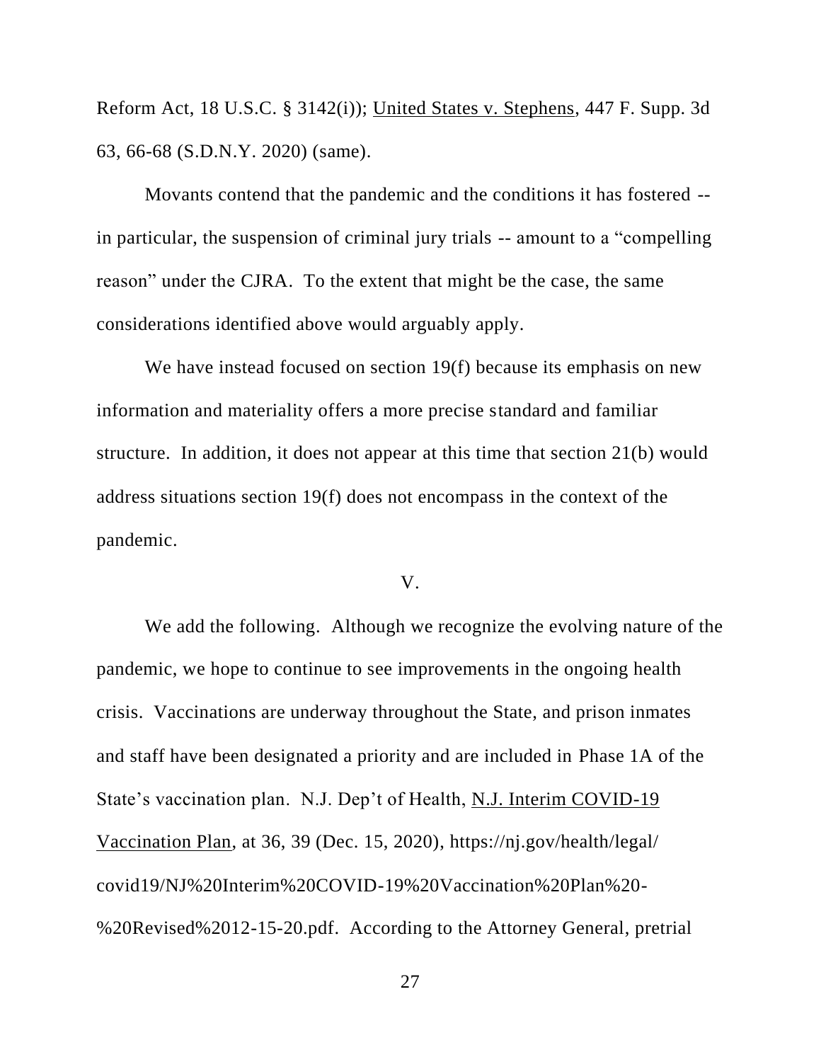Reform Act, 18 U.S.C. § 3142(i)); United States v. Stephens, 447 F. Supp. 3d 63, 66-68 (S.D.N.Y. 2020) (same).

Movants contend that the pandemic and the conditions it has fostered -- in particular, the suspension of criminal jury trials -- amount to a "compelling reason" under the CJRA. To the extent that might be the case, the same considerations identified above would arguably apply.

We have instead focused on section 19(f) because its emphasis on new information and materiality offers a more precise standard and familiar structure. In addition, it does not appear at this time that section 21(b) would address situations section 19(f) does not encompass in the context of the pandemic.

## V.

We add the following. Although we recognize the evolving nature of the pandemic, we hope to continue to see improvements in the ongoing health crisis. Vaccinations are underway throughout the State, and prison inmates and staff have been designated a priority and are included in Phase 1A of the State's vaccination plan. N.J. Dep't of Health, N.J. Interim COVID-19 Vaccination Plan, at 36, 39 (Dec. 15, 2020), https://nj.gov/health/legal/covid19/NJ%20Interim%20COVID-19%20Vaccination%20Plan%20-%20Revised%2012-15-20.pdf. According to the Attorney General, pretrial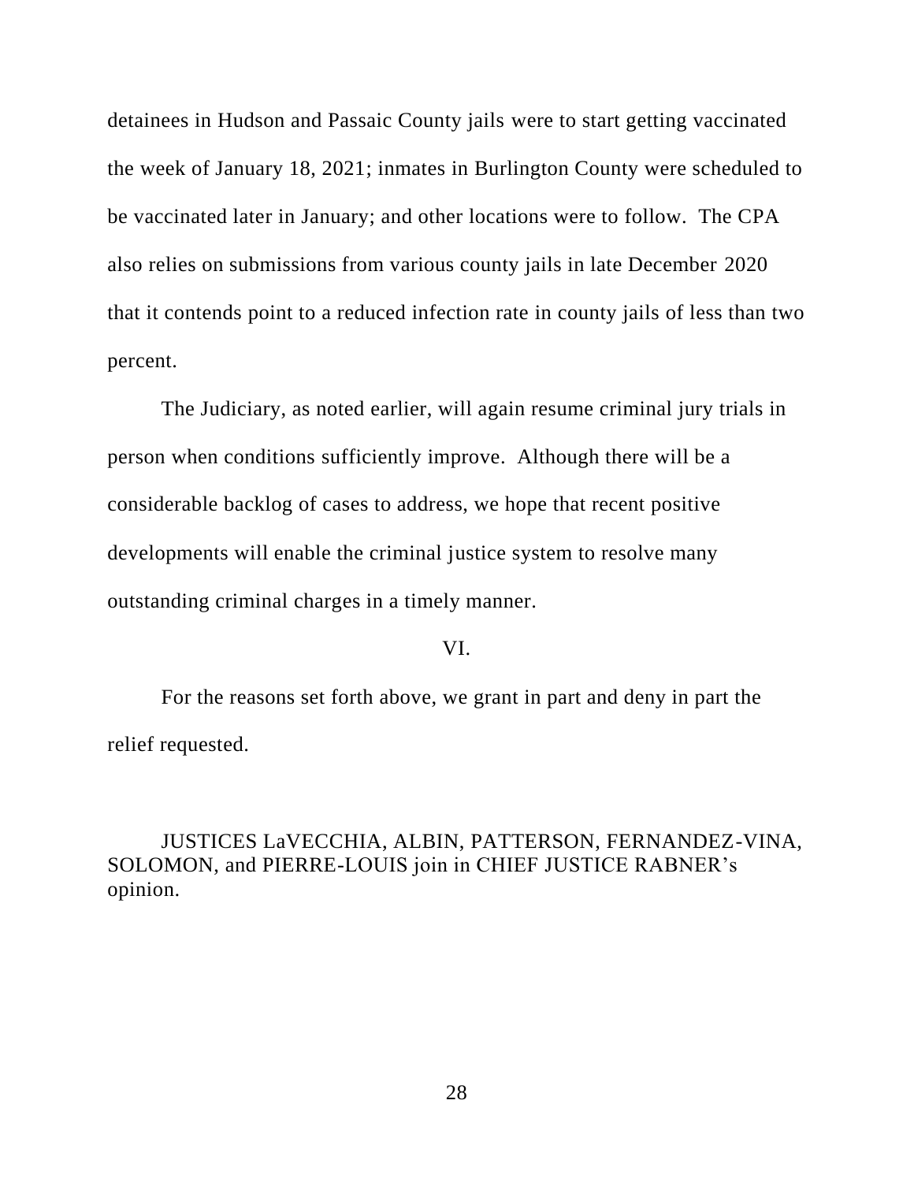detainees in Hudson and Passaic County jails were to start getting vaccinated the week of January 18, 2021; inmates in Burlington County were scheduled to be vaccinated later in January; and other locations were to follow. The CPA also relies on submissions from various county jails in late December 2020 that it contends point to a reduced infection rate in county jails of less than two percent.

The Judiciary, as noted earlier, will again resume criminal jury trials in person when conditions sufficiently improve. Although there will be a considerable backlog of cases to address, we hope that recent positive developments will enable the criminal justice system to resolve many outstanding criminal charges in a timely manner.

VI.

For the reasons set forth above, we grant in part and deny in part the relief requested.

JUSTICES LaVECCHIA, ALBIN, PATTERSON, FERNANDEZ-VINA, SOLOMON, and PIERRE-LOUIS join in CHIEF JUSTICE RABNER's opinion.